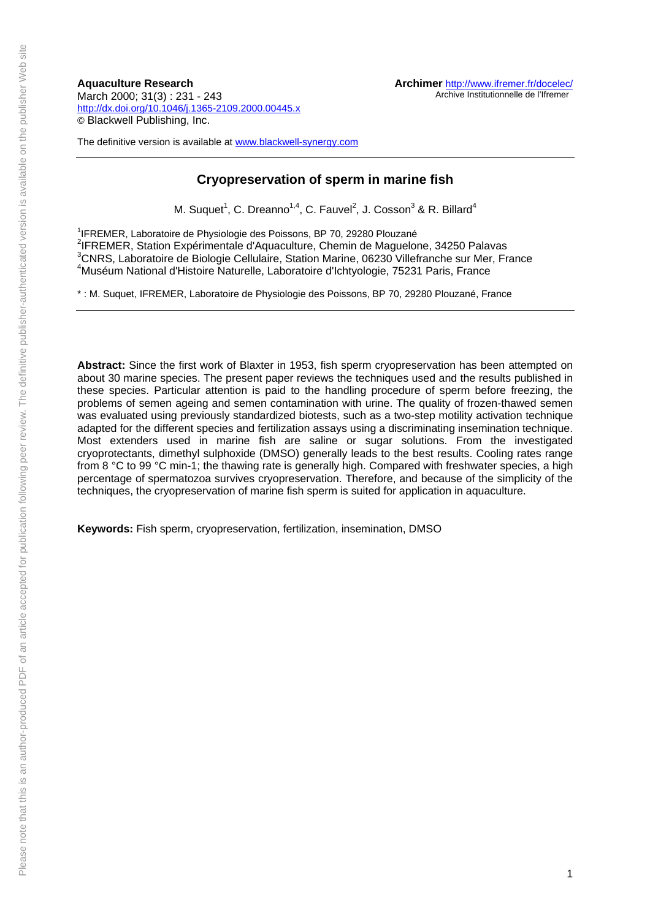**Aquaculture Research**
March 2000; 31(3) : 231 - 243
http://dx.doi.org/10.1046/j.1365-2109.2000.00445.x
© Blackwell Publishing, Inc.

**Archimer** http://www.ifremer.fr/docelec/
Archive Institutionnelle de l'Ifremer

The definitive version is available at www.blackwell-synergy.com

---

# Cryopreservation of sperm in marine fish

M. Suquet[1], C. Dreanno[1,4], C. Fauvel[2], J. Cosson[3] & R. Billard[4]

[1]IFREMER, Laboratoire de Physiologie des Poissons, BP 70, 29280 Plouzané
[2]IFREMER, Station Expérimentale d'Aquaculture, Chemin de Maguelone, 34250 Palavas
[3]CNRS, Laboratoire de Biologie Cellulaire, Station Marine, 06230 Villefranche sur Mer, France
[4]Muséum National d'Histoire Naturelle, Laboratoire d'Ichtyologie, 75231 Paris, France

* : M. Suquet, IFREMER, Laboratoire de Physiologie des Poissons, BP 70, 29280 Plouzané, France

---

**Abstract:** Since the first work of Blaxter in 1953, fish sperm cryopreservation has been attempted on about 30 marine species. The present paper reviews the techniques used and the results published in these species. Particular attention is paid to the handling procedure of sperm before freezing, the problems of semen ageing and semen contamination with urine. The quality of frozen-thawed semen was evaluated using previously standardized biotests, such as a two-step motility activation technique adapted for the different species and fertilization assays using a discriminating insemination technique. Most extenders used in marine fish are saline or sugar solutions. From the investigated cryoprotectants, dimethyl sulphoxide (DMSO) generally leads to the best results. Cooling rates range from 8 °C to 99 °C min-1; the thawing rate is generally high. Compared with freshwater species, a high percentage of spermatozoa survives cryopreservation. Therefore, and because of the simplicity of the techniques, the cryopreservation of marine fish sperm is suited for application in aquaculture.

**Keywords:** Fish sperm, cryopreservation, fertilization, insemination, DMSO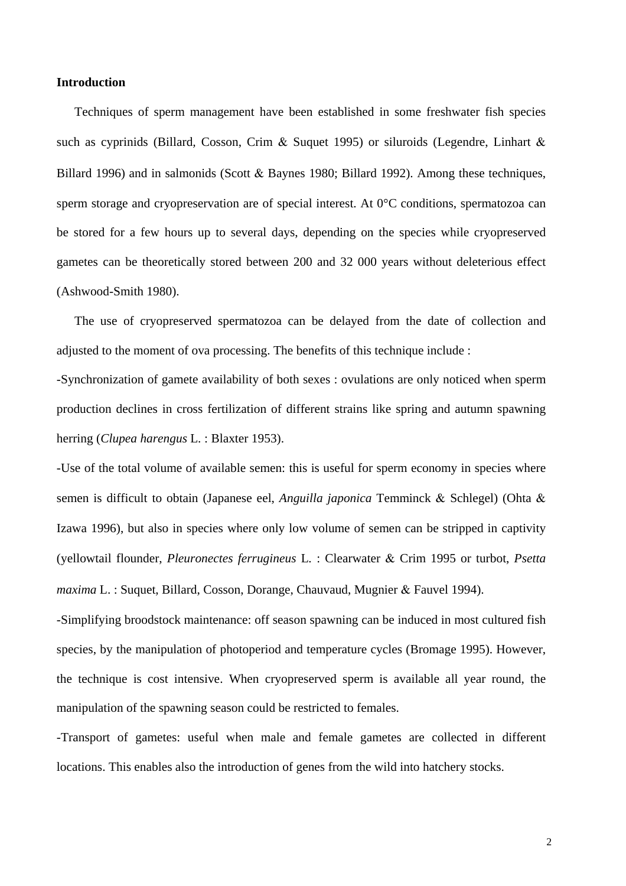**Introduction**

Techniques of sperm management have been established in some freshwater fish species such as cyprinids (Billard, Cosson, Crim & Suquet 1995) or siluroids (Legendre, Linhart & Billard 1996) and in salmonids (Scott & Baynes 1980; Billard 1992). Among these techniques, sperm storage and cryopreservation are of special interest. At 0°C conditions, spermatozoa can be stored for a few hours up to several days, depending on the species while cryopreserved gametes can be theoretically stored between 200 and 32 000 years without deleterious effect (Ashwood-Smith 1980).

The use of cryopreserved spermatozoa can be delayed from the date of collection and adjusted to the moment of ova processing. The benefits of this technique include :

-Synchronization of gamete availability of both sexes : ovulations are only noticed when sperm production declines in cross fertilization of different strains like spring and autumn spawning herring (*Clupea harengus* L. : Blaxter 1953).

-Use of the total volume of available semen: this is useful for sperm economy in species where semen is difficult to obtain (Japanese eel, *Anguilla japonica* Temminck & Schlegel) (Ohta & Izawa 1996), but also in species where only low volume of semen can be stripped in captivity (yellowtail flounder, *Pleuronectes ferrugineus* L. : Clearwater & Crim 1995 or turbot, *Psetta maxima* L. : Suquet, Billard, Cosson, Dorange, Chauvaud, Mugnier & Fauvel 1994).

-Simplifying broodstock maintenance: off season spawning can be induced in most cultured fish species, by the manipulation of photoperiod and temperature cycles (Bromage 1995). However, the technique is cost intensive. When cryopreserved sperm is available all year round, the manipulation of the spawning season could be restricted to females.

-Transport of gametes: useful when male and female gametes are collected in different locations. This enables also the introduction of genes from the wild into hatchery stocks.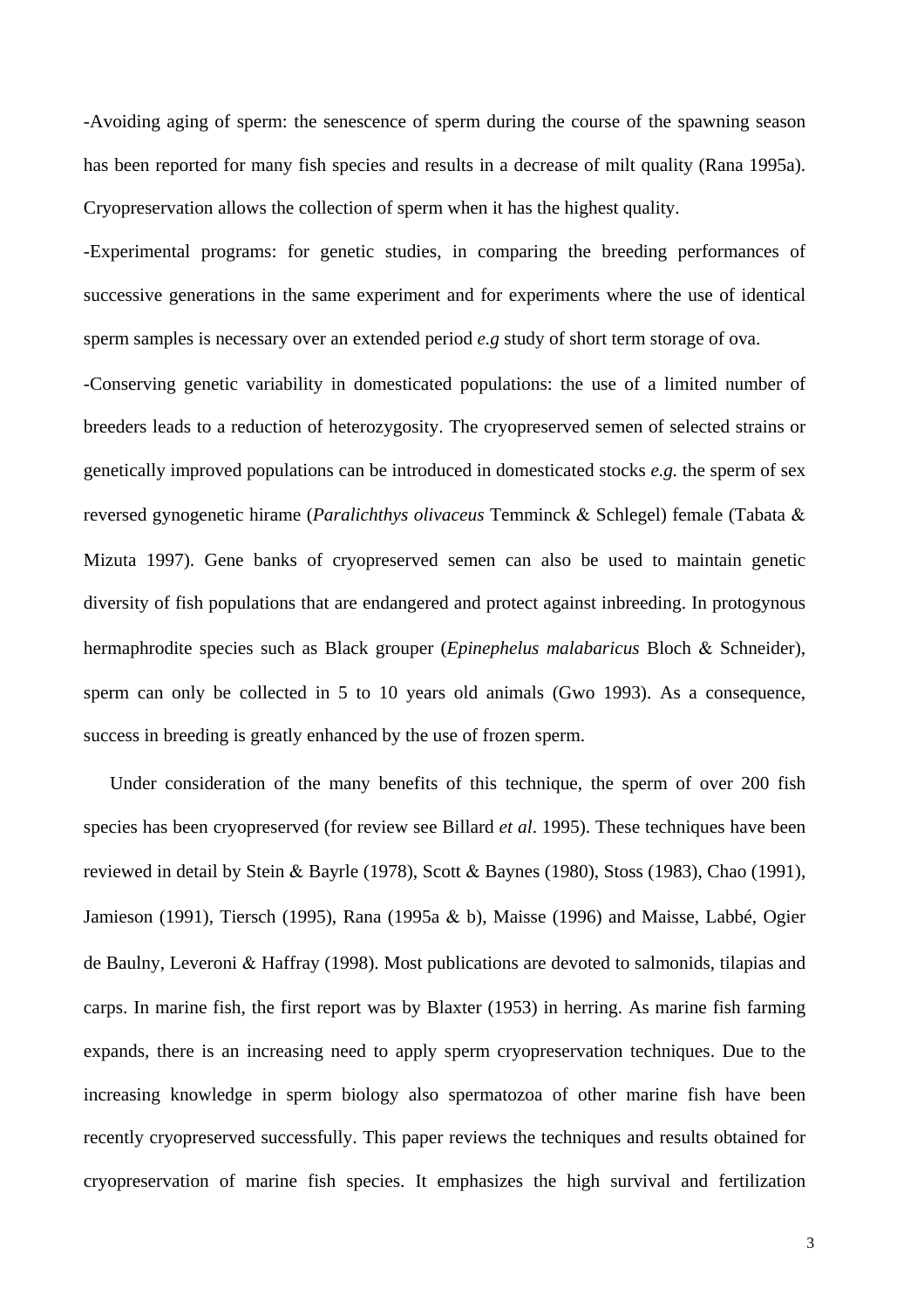-Avoiding aging of sperm: the senescence of sperm during the course of the spawning season has been reported for many fish species and results in a decrease of milt quality (Rana 1995a). Cryopreservation allows the collection of sperm when it has the highest quality.

-Experimental programs: for genetic studies, in comparing the breeding performances of successive generations in the same experiment and for experiments where the use of identical sperm samples is necessary over an extended period *e.g* study of short term storage of ova.

-Conserving genetic variability in domesticated populations: the use of a limited number of breeders leads to a reduction of heterozygosity. The cryopreserved semen of selected strains or genetically improved populations can be introduced in domesticated stocks *e.g.* the sperm of sex reversed gynogenetic hirame (*Paralichthys olivaceus* Temminck & Schlegel) female (Tabata & Mizuta 1997). Gene banks of cryopreserved semen can also be used to maintain genetic diversity of fish populations that are endangered and protect against inbreeding. In protogynous hermaphrodite species such as Black grouper (*Epinephelus malabaricus* Bloch & Schneider), sperm can only be collected in 5 to 10 years old animals (Gwo 1993). As a consequence, success in breeding is greatly enhanced by the use of frozen sperm.

Under consideration of the many benefits of this technique, the sperm of over 200 fish species has been cryopreserved (for review see Billard *et al*. 1995). These techniques have been reviewed in detail by Stein & Bayrle (1978), Scott & Baynes (1980), Stoss (1983), Chao (1991), Jamieson (1991), Tiersch (1995), Rana (1995a & b), Maisse (1996) and Maisse, Labbé, Ogier de Baulny, Leveroni & Haffray (1998). Most publications are devoted to salmonids, tilapias and carps. In marine fish, the first report was by Blaxter (1953) in herring. As marine fish farming expands, there is an increasing need to apply sperm cryopreservation techniques. Due to the increasing knowledge in sperm biology also spermatozoa of other marine fish have been recently cryopreserved successfully. This paper reviews the techniques and results obtained for cryopreservation of marine fish species. It emphasizes the high survival and fertilization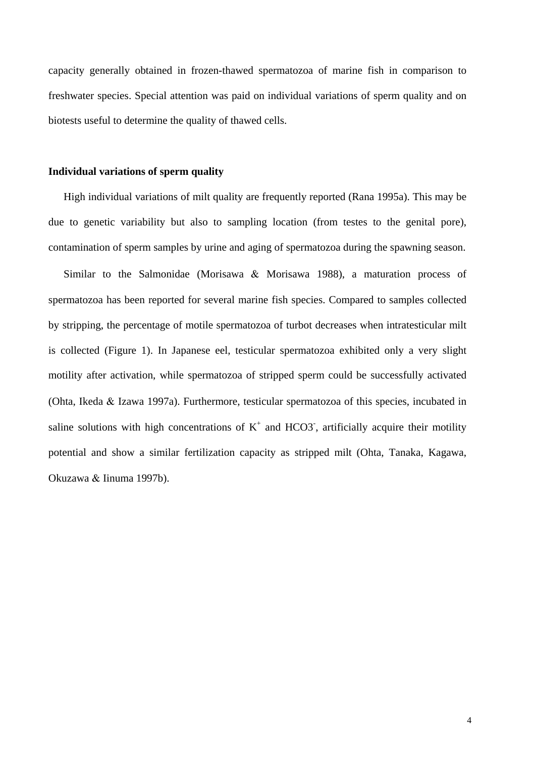capacity generally obtained in frozen-thawed spermatozoa of marine fish in comparison to freshwater species. Special attention was paid on individual variations of sperm quality and on biotests useful to determine the quality of thawed cells.

**Individual variations of sperm quality**

High individual variations of milt quality are frequently reported (Rana 1995a). This may be due to genetic variability but also to sampling location (from testes to the genital pore), contamination of sperm samples by urine and aging of spermatozoa during the spawning season.

Similar to the Salmonidae (Morisawa & Morisawa 1988), a maturation process of spermatozoa has been reported for several marine fish species. Compared to samples collected by stripping, the percentage of motile spermatozoa of turbot decreases when intratesticular milt is collected (Figure 1). In Japanese eel, testicular spermatozoa exhibited only a very slight motility after activation, while spermatozoa of stripped sperm could be successfully activated (Ohta, Ikeda & Izawa 1997a). Furthermore, testicular spermatozoa of this species, incubated in saline solutions with high concentrations of $K^+$ and $HCO3^-$, artificially acquire their motility potential and show a similar fertilization capacity as stripped milt (Ohta, Tanaka, Kagawa, Okuzawa & Iinuma 1997b).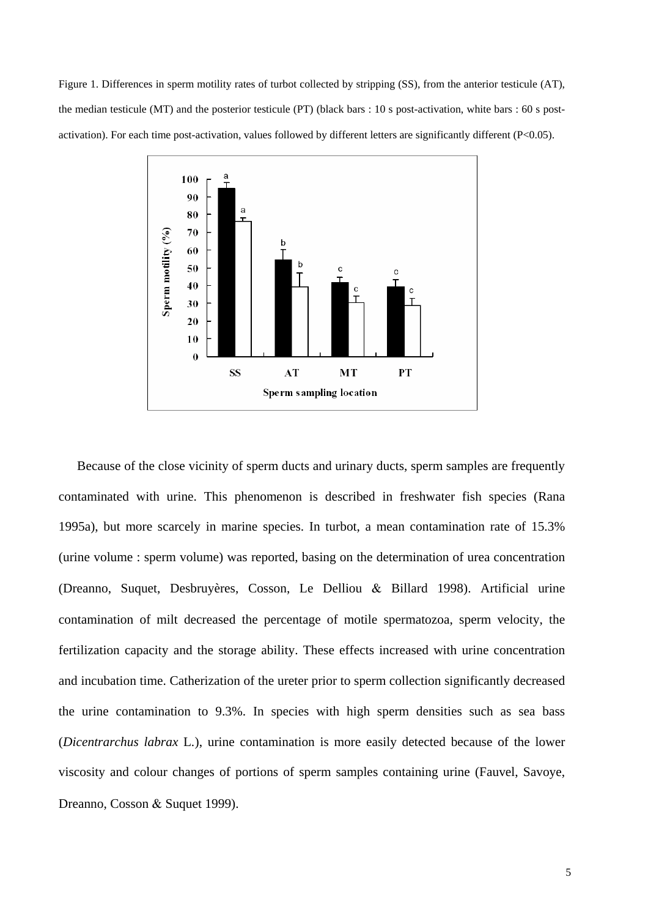Figure 1. Differences in sperm motility rates of turbot collected by stripping (SS), from the anterior testicule (AT), the median testicule (MT) and the posterior testicule (PT) (black bars : 10 s post-activation, white bars : 60 s post-activation). For each time post-activation, values followed by different letters are significantly different (P<0.05).

Because of the close vicinity of sperm ducts and urinary ducts, sperm samples are frequently contaminated with urine. This phenomenon is described in freshwater fish species (Rana 1995a), but more scarcely in marine species. In turbot, a mean contamination rate of 15.3% (urine volume : sperm volume) was reported, basing on the determination of urea concentration (Dreanno, Suquet, Desbruyères, Cosson, Le Delliou & Billard 1998). Artificial urine contamination of milt decreased the percentage of motile spermatozoa, sperm velocity, the fertilization capacity and the storage ability. These effects increased with urine concentration and incubation time. Catherization of the ureter prior to sperm collection significantly decreased the urine contamination to 9.3%. In species with high sperm densities such as sea bass (*Dicentrarchus labrax* L.), urine contamination is more easily detected because of the lower viscosity and colour changes of portions of sperm samples containing urine (Fauvel, Savoye, Dreanno, Cosson & Suquet 1999).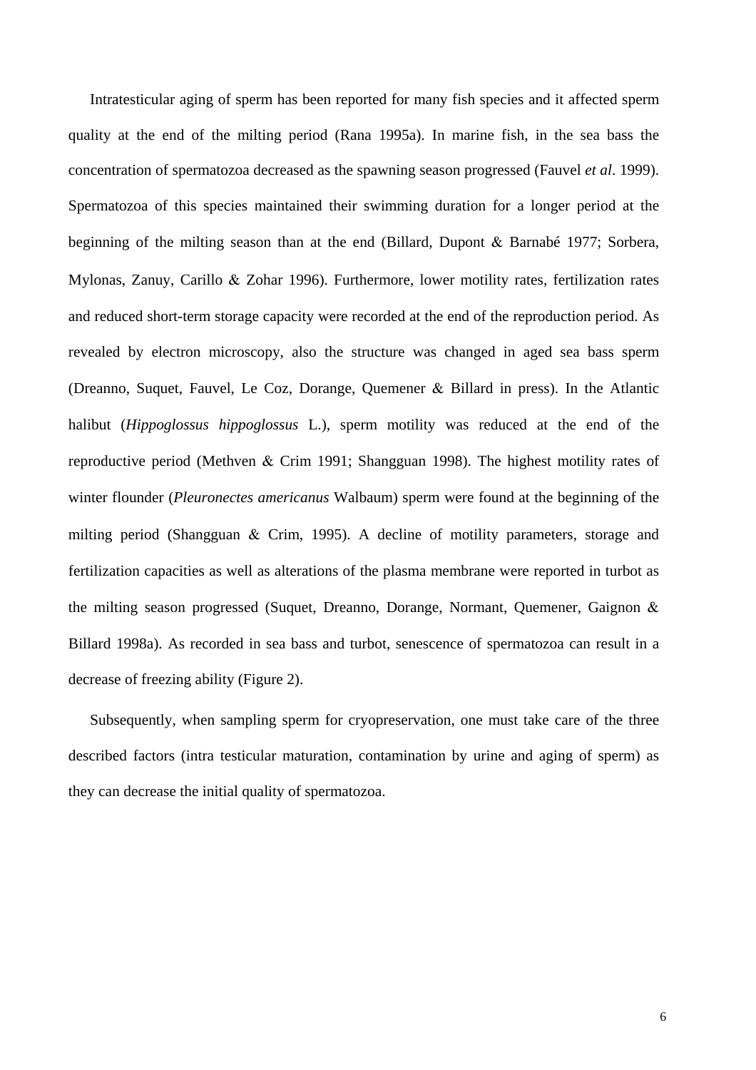Intratesticular aging of sperm has been reported for many fish species and it affected sperm quality at the end of the milting period (Rana 1995a). In marine fish, in the sea bass the concentration of spermatozoa decreased as the spawning season progressed (Fauvel *et al*. 1999). Spermatozoa of this species maintained their swimming duration for a longer period at the beginning of the milting season than at the end (Billard, Dupont & Barnabé 1977; Sorbera, Mylonas, Zanuy, Carillo & Zohar 1996). Furthermore, lower motility rates, fertilization rates and reduced short-term storage capacity were recorded at the end of the reproduction period. As revealed by electron microscopy, also the structure was changed in aged sea bass sperm (Dreanno, Suquet, Fauvel, Le Coz, Dorange, Quemener & Billard in press). In the Atlantic halibut (*Hippoglossus hippoglossus* L.), sperm motility was reduced at the end of the reproductive period (Methven & Crim 1991; Shangguan 1998). The highest motility rates of winter flounder (*Pleuronectes americanus* Walbaum) sperm were found at the beginning of the milting period (Shangguan & Crim, 1995). A decline of motility parameters, storage and fertilization capacities as well as alterations of the plasma membrane were reported in turbot as the milting season progressed (Suquet, Dreanno, Dorange, Normant, Quemener, Gaignon & Billard 1998a). As recorded in sea bass and turbot, senescence of spermatozoa can result in a decrease of freezing ability (Figure 2).

Subsequently, when sampling sperm for cryopreservation, one must take care of the three described factors (intra testicular maturation, contamination by urine and aging of sperm) as they can decrease the initial quality of spermatozoa.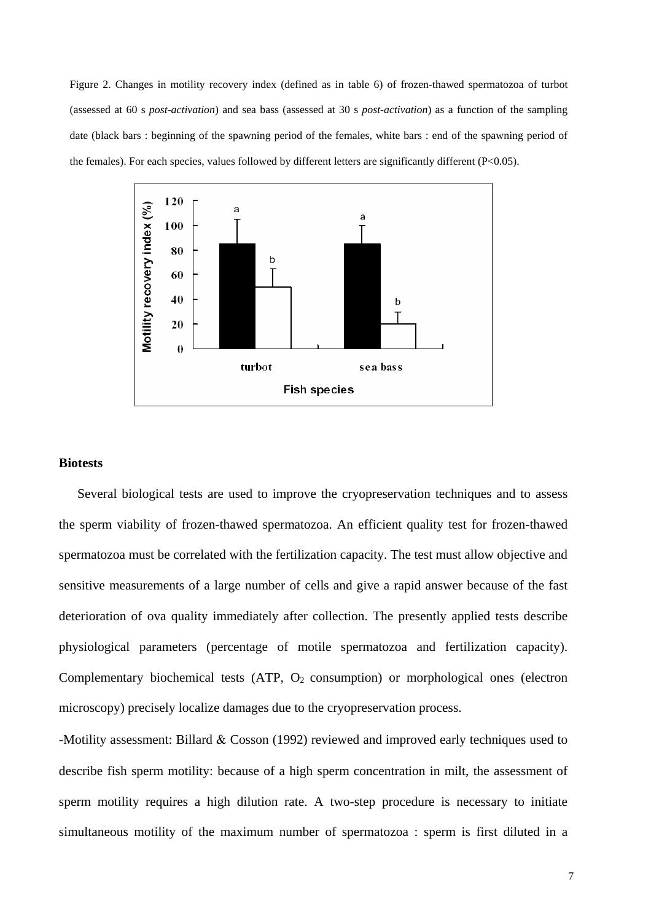Figure 2. Changes in motility recovery index (defined as in table 6) of frozen-thawed spermatozoa of turbot (assessed at 60 s *post-activation*) and sea bass (assessed at 30 s *post-activation*) as a function of the sampling date (black bars : beginning of the spawning period of the females, white bars : end of the spawning period of the females). For each species, values followed by different letters are significantly different (P<0.05).

## Biotests

Several biological tests are used to improve the cryopreservation techniques and to assess the sperm viability of frozen-thawed spermatozoa. An efficient quality test for frozen-thawed spermatozoa must be correlated with the fertilization capacity. The test must allow objective and sensitive measurements of a large number of cells and give a rapid answer because of the fast deterioration of ova quality immediately after collection. The presently applied tests describe physiological parameters (percentage of motile spermatozoa and fertilization capacity). Complementary biochemical tests (ATP, $O_2$ consumption) or morphological ones (electron microscopy) precisely localize damages due to the cryopreservation process.

-Motility assessment: Billard & Cosson (1992) reviewed and improved early techniques used to describe fish sperm motility: because of a high sperm concentration in milt, the assessment of sperm motility requires a high dilution rate. A two-step procedure is necessary to initiate simultaneous motility of the maximum number of spermatozoa : sperm is first diluted in a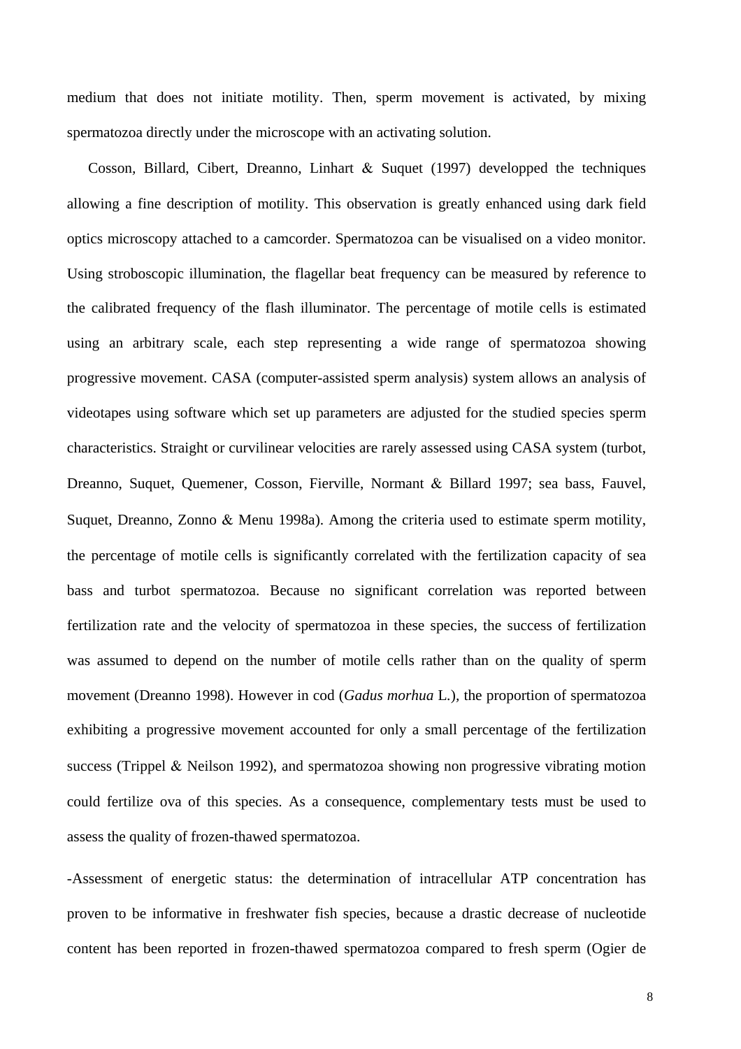medium that does not initiate motility. Then, sperm movement is activated, by mixing spermatozoa directly under the microscope with an activating solution.

Cosson, Billard, Cibert, Dreanno, Linhart & Suquet (1997) developped the techniques allowing a fine description of motility. This observation is greatly enhanced using dark field optics microscopy attached to a camcorder. Spermatozoa can be visualised on a video monitor. Using stroboscopic illumination, the flagellar beat frequency can be measured by reference to the calibrated frequency of the flash illuminator. The percentage of motile cells is estimated using an arbitrary scale, each step representing a wide range of spermatozoa showing progressive movement. CASA (computer-assisted sperm analysis) system allows an analysis of videotapes using software which set up parameters are adjusted for the studied species sperm characteristics. Straight or curvilinear velocities are rarely assessed using CASA system (turbot, Dreanno, Suquet, Quemener, Cosson, Fierville, Normant & Billard 1997; sea bass, Fauvel, Suquet, Dreanno, Zonno & Menu 1998a). Among the criteria used to estimate sperm motility, the percentage of motile cells is significantly correlated with the fertilization capacity of sea bass and turbot spermatozoa. Because no significant correlation was reported between fertilization rate and the velocity of spermatozoa in these species, the success of fertilization was assumed to depend on the number of motile cells rather than on the quality of sperm movement (Dreanno 1998). However in cod (*Gadus morhua* L.), the proportion of spermatozoa exhibiting a progressive movement accounted for only a small percentage of the fertilization success (Trippel & Neilson 1992), and spermatozoa showing non progressive vibrating motion could fertilize ova of this species. As a consequence, complementary tests must be used to assess the quality of frozen-thawed spermatozoa.

-Assessment of energetic status: the determination of intracellular ATP concentration has proven to be informative in freshwater fish species, because a drastic decrease of nucleotide content has been reported in frozen-thawed spermatozoa compared to fresh sperm (Ogier de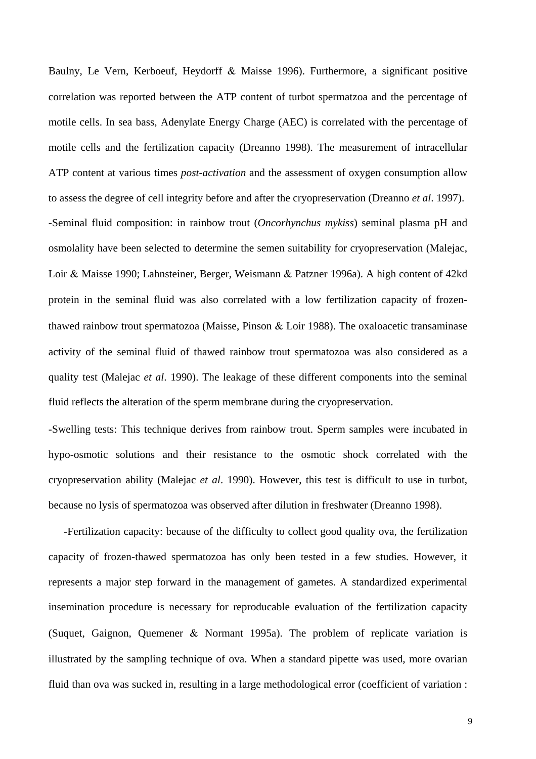Baulny, Le Vern, Kerboeuf, Heydorff & Maisse 1996). Furthermore, a significant positive correlation was reported between the ATP content of turbot spermatzoa and the percentage of motile cells. In sea bass, Adenylate Energy Charge (AEC) is correlated with the percentage of motile cells and the fertilization capacity (Dreanno 1998). The measurement of intracellular ATP content at various times *post-activation* and the assessment of oxygen consumption allow to assess the degree of cell integrity before and after the cryopreservation (Dreanno *et al*. 1997).

-Seminal fluid composition: in rainbow trout (*Oncorhynchus mykiss*) seminal plasma pH and osmolality have been selected to determine the semen suitability for cryopreservation (Malejac, Loir & Maisse 1990; Lahnsteiner, Berger, Weismann & Patzner 1996a). A high content of 42kd protein in the seminal fluid was also correlated with a low fertilization capacity of frozen-thawed rainbow trout spermatozoa (Maisse, Pinson & Loir 1988). The oxaloacetic transaminase activity of the seminal fluid of thawed rainbow trout spermatozoa was also considered as a quality test (Malejac *et al*. 1990). The leakage of these different components into the seminal fluid reflects the alteration of the sperm membrane during the cryopreservation.

-Swelling tests: This technique derives from rainbow trout. Sperm samples were incubated in hypo-osmotic solutions and their resistance to the osmotic shock correlated with the cryopreservation ability (Malejac *et al*. 1990). However, this test is difficult to use in turbot, because no lysis of spermatozoa was observed after dilution in freshwater (Dreanno 1998).

-Fertilization capacity: because of the difficulty to collect good quality ova, the fertilization capacity of frozen-thawed spermatozoa has only been tested in a few studies. However, it represents a major step forward in the management of gametes. A standardized experimental insemination procedure is necessary for reproducable evaluation of the fertilization capacity (Suquet, Gaignon, Quemener & Normant 1995a). The problem of replicate variation is illustrated by the sampling technique of ova. When a standard pipette was used, more ovarian fluid than ova was sucked in, resulting in a large methodological error (coefficient of variation :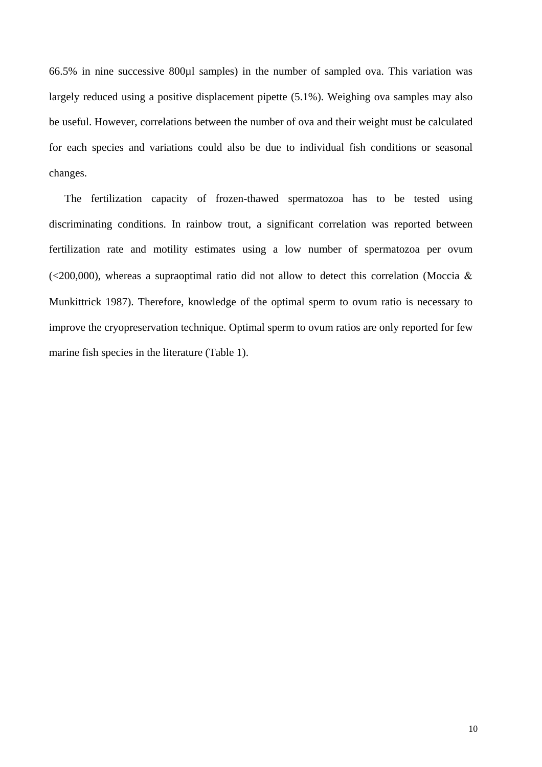66.5% in nine successive 800µl samples) in the number of sampled ova. This variation was largely reduced using a positive displacement pipette (5.1%). Weighing ova samples may also be useful. However, correlations between the number of ova and their weight must be calculated for each species and variations could also be due to individual fish conditions or seasonal changes.

The fertilization capacity of frozen-thawed spermatozoa has to be tested using discriminating conditions. In rainbow trout, a significant correlation was reported between fertilization rate and motility estimates using a low number of spermatozoa per ovum (<200,000), whereas a supraoptimal ratio did not allow to detect this correlation (Moccia & Munkittrick 1987). Therefore, knowledge of the optimal sperm to ovum ratio is necessary to improve the cryopreservation technique. Optimal sperm to ovum ratios are only reported for few marine fish species in the literature (Table 1).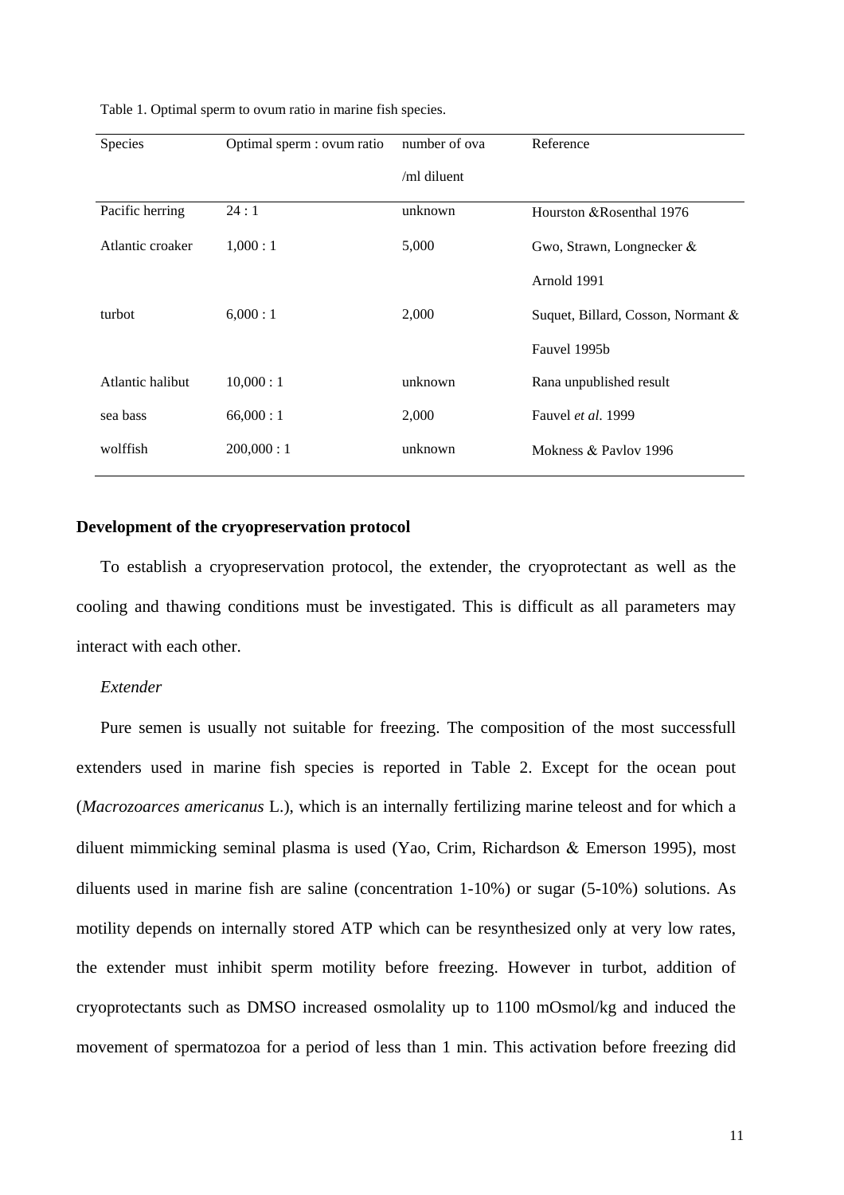Table 1. Optimal sperm to ovum ratio in marine fish species.

| Species | Optimal sperm : ovum ratio | number of ova /ml diluent | Reference |
|---|---|---|---|
| Pacific herring | 24 : 1 | unknown | Hourston &Rosenthal 1976 |
| Atlantic croaker | 1,000 : 1 | 5,000 | Gwo, Strawn, Longnecker & Arnold 1991 |
| turbot | 6,000 : 1 | 2,000 | Suquet, Billard, Cosson, Normant & Fauvel 1995b |
| Atlantic halibut | 10,000 : 1 | unknown | Rana unpublished result |
| sea bass | 66,000 : 1 | 2,000 | Fauvel *et al*. 1999 |
| wolffish | 200,000 : 1 | unknown | Mokness & Pavlov 1996 |

**Development of the cryopreservation protocol**

To establish a cryopreservation protocol, the extender, the cryoprotectant as well as the cooling and thawing conditions must be investigated. This is difficult as all parameters may interact with each other.

*Extender*

Pure semen is usually not suitable for freezing. The composition of the most successfull extenders used in marine fish species is reported in Table 2. Except for the ocean pout (*Macrozoarces americanus* L.), which is an internally fertilizing marine teleost and for which a diluent mimmicking seminal plasma is used (Yao, Crim, Richardson & Emerson 1995), most diluents used in marine fish are saline (concentration 1-10%) or sugar (5-10%) solutions. As motility depends on internally stored ATP which can be resynthesized only at very low rates, the extender must inhibit sperm motility before freezing. However in turbot, addition of cryoprotectants such as DMSO increased osmolality up to 1100 mOsmol/kg and induced the movement of spermatozoa for a period of less than 1 min. This activation before freezing did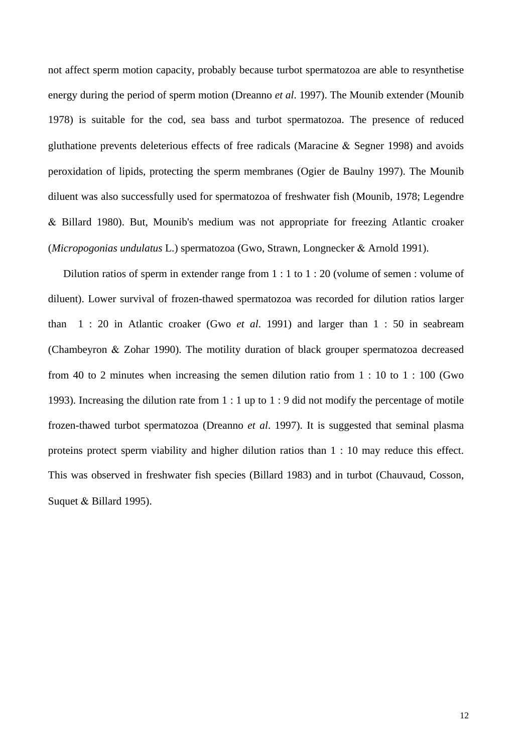not affect sperm motion capacity, probably because turbot spermatozoa are able to resynthetise energy during the period of sperm motion (Dreanno *et al*. 1997). The Mounib extender (Mounib 1978) is suitable for the cod, sea bass and turbot spermatozoa. The presence of reduced gluthatione prevents deleterious effects of free radicals (Maracine & Segner 1998) and avoids peroxidation of lipids, protecting the sperm membranes (Ogier de Baulny 1997). The Mounib diluent was also successfully used for spermatozoa of freshwater fish (Mounib, 1978; Legendre & Billard 1980). But, Mounib's medium was not appropriate for freezing Atlantic croaker (*Micropogonias undulatus* L.) spermatozoa (Gwo, Strawn, Longnecker & Arnold 1991).

Dilution ratios of sperm in extender range from 1 : 1 to 1 : 20 (volume of semen : volume of diluent). Lower survival of frozen-thawed spermatozoa was recorded for dilution ratios larger than 1 : 20 in Atlantic croaker (Gwo *et al*. 1991) and larger than 1 : 50 in seabream (Chambeyron & Zohar 1990). The motility duration of black grouper spermatozoa decreased from 40 to 2 minutes when increasing the semen dilution ratio from 1 : 10 to 1 : 100 (Gwo 1993). Increasing the dilution rate from 1 : 1 up to 1 : 9 did not modify the percentage of motile frozen-thawed turbot spermatozoa (Dreanno *et al*. 1997). It is suggested that seminal plasma proteins protect sperm viability and higher dilution ratios than 1 : 10 may reduce this effect. This was observed in freshwater fish species (Billard 1983) and in turbot (Chauvaud, Cosson, Suquet & Billard 1995).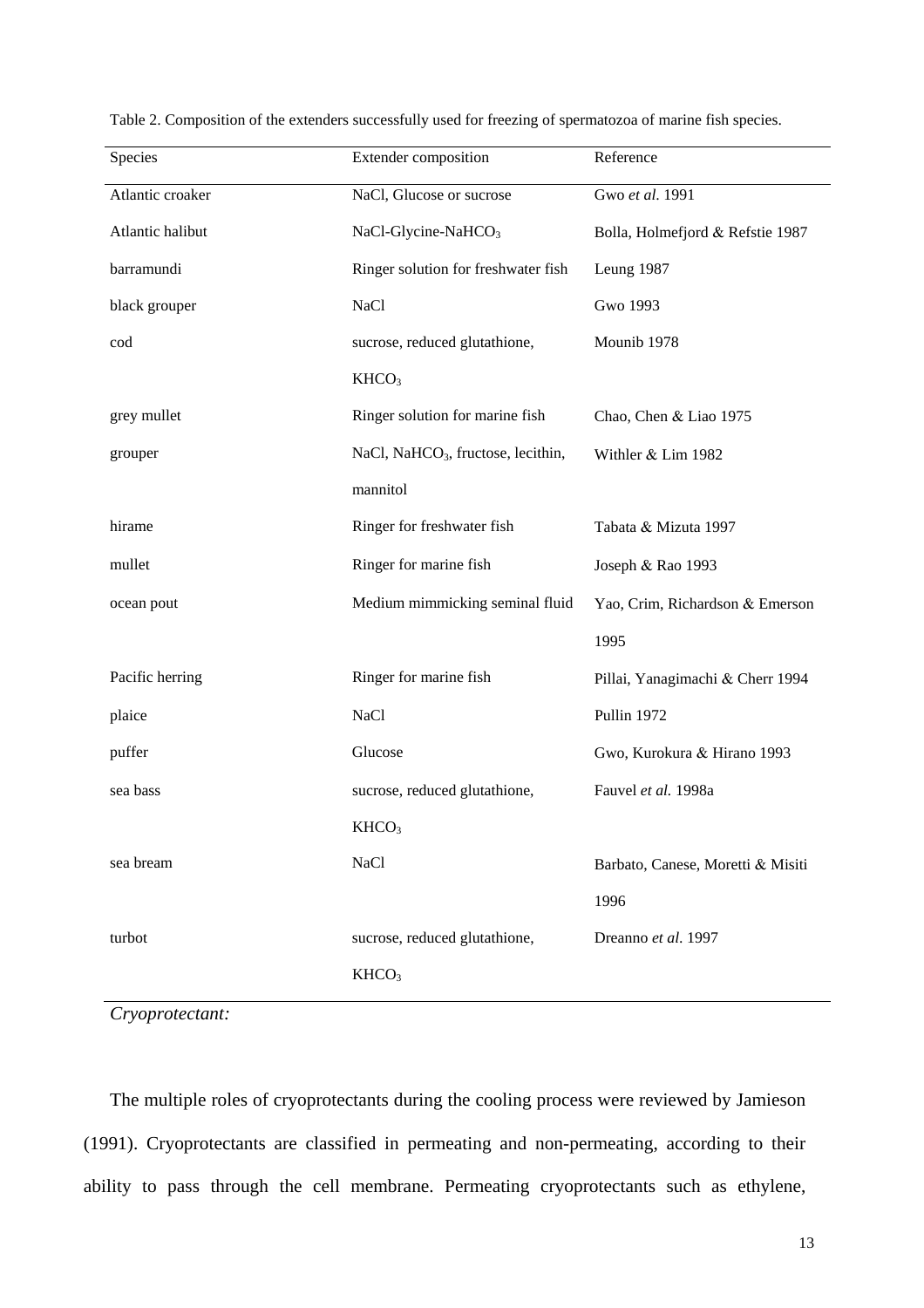Table 2. Composition of the extenders successfully used for freezing of spermatozoa of marine fish species.

| Species | Extender composition | Reference |
|---|---|---|
| Atlantic croaker | NaCl, Glucose or sucrose | Gwo *et al.* 1991 |
| Atlantic halibut | NaCl-Glycine-$NaHCO_3$ | Bolla, Holmefjord & Refstie 1987 |
| barramundi | Ringer solution for freshwater fish | Leung 1987 |
| black grouper | NaCl | Gwo 1993 |
| cod | sucrose, reduced glutathione, $KHCO_3$ | Mounib 1978 |
| grey mullet | Ringer solution for marine fish | Chao, Chen & Liao 1975 |
| grouper | NaCl, $NaHCO_3$, fructose, lecithin, mannitol | Withler & Lim 1982 |
| hirame | Ringer for freshwater fish | Tabata & Mizuta 1997 |
| mullet | Ringer for marine fish | Joseph & Rao 1993 |
| ocean pout | Medium mimmicking seminal fluid | Yao, Crim, Richardson & Emerson 1995 |
| Pacific herring | Ringer for marine fish | Pillai, Yanagimachi & Cherr 1994 |
| plaice | NaCl | Pullin 1972 |
| puffer | Glucose | Gwo, Kurokura & Hirano 1993 |
| sea bass | sucrose, reduced glutathione, $KHCO_3$ | Fauvel *et al.* 1998a |
| sea bream | NaCl | Barbato, Canese, Moretti & Misiti 1996 |
| turbot | sucrose, reduced glutathione, $KHCO_3$ | Dreanno *et al.* 1997 |

*Cryoprotectant:*

The multiple roles of cryoprotectants during the cooling process were reviewed by Jamieson (1991). Cryoprotectants are classified in permeating and non-permeating, according to their ability to pass through the cell membrane. Permeating cryoprotectants such as ethylene,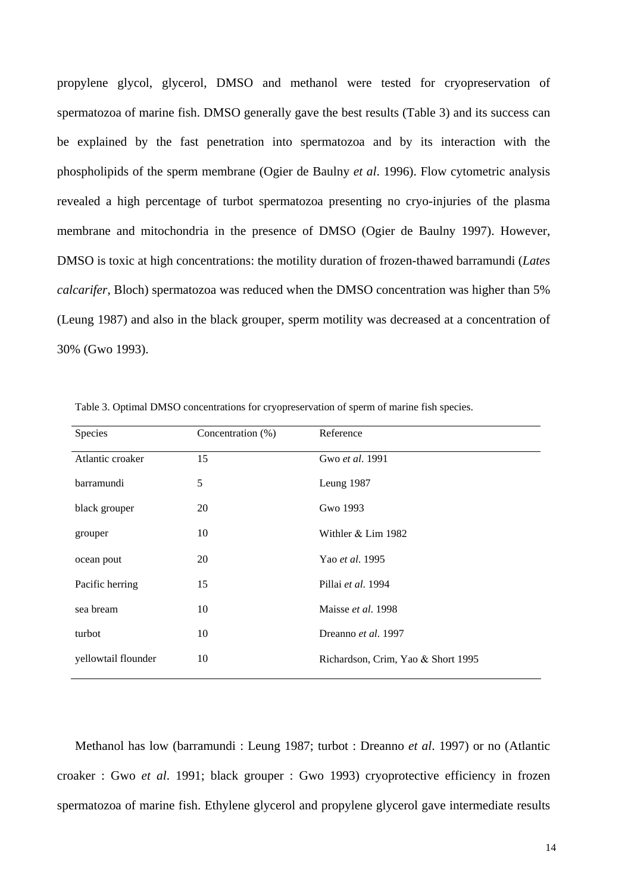propylene glycol, glycerol, DMSO and methanol were tested for cryopreservation of spermatozoa of marine fish. DMSO generally gave the best results (Table 3) and its success can be explained by the fast penetration into spermatozoa and by its interaction with the phospholipids of the sperm membrane (Ogier de Baulny *et al*. 1996). Flow cytometric analysis revealed a high percentage of turbot spermatozoa presenting no cryo-injuries of the plasma membrane and mitochondria in the presence of DMSO (Ogier de Baulny 1997). However, DMSO is toxic at high concentrations: the motility duration of frozen-thawed barramundi (*Lates calcarifer*, Bloch) spermatozoa was reduced when the DMSO concentration was higher than 5% (Leung 1987) and also in the black grouper, sperm motility was decreased at a concentration of 30% (Gwo 1993).

Table 3. Optimal DMSO concentrations for cryopreservation of sperm of marine fish species.

| Species | Concentration (%) | Reference |
|---|---|---|
| Atlantic croaker | 15 | Gwo *et al*. 1991 |
| barramundi | 5 | Leung 1987 |
| black grouper | 20 | Gwo 1993 |
| grouper | 10 | Withler & Lim 1982 |
| ocean pout | 20 | Yao *et al*. 1995 |
| Pacific herring | 15 | Pillai *et al*. 1994 |
| sea bream | 10 | Maisse *et al*. 1998 |
| turbot | 10 | Dreanno *et al*. 1997 |
| yellowtail flounder | 10 | Richardson, Crim, Yao & Short 1995 |

Methanol has low (barramundi : Leung 1987; turbot : Dreanno *et al*. 1997) or no (Atlantic croaker : Gwo *et al*. 1991; black grouper : Gwo 1993) cryoprotective efficiency in frozen spermatozoa of marine fish. Ethylene glycerol and propylene glycerol gave intermediate results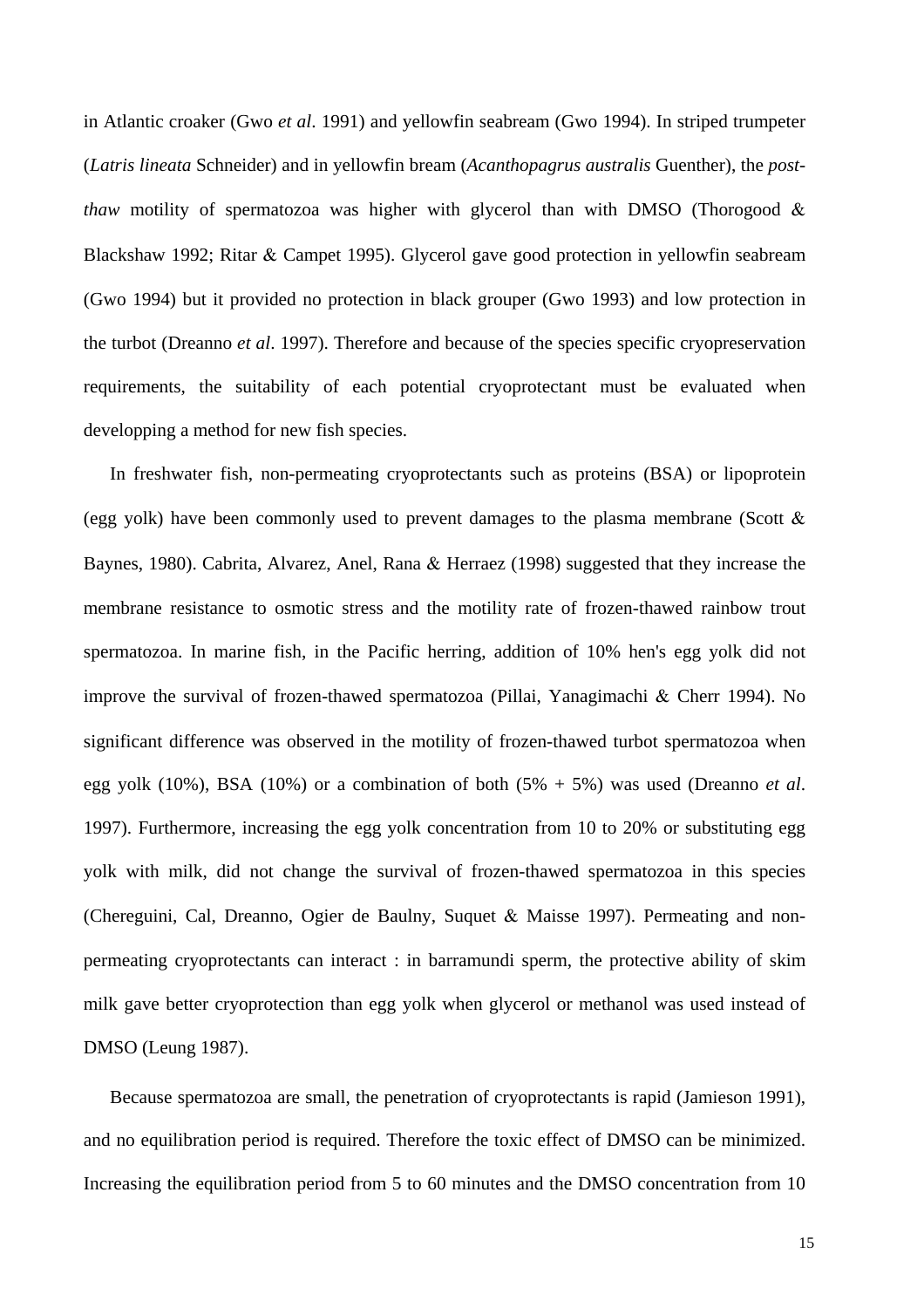in Atlantic croaker (Gwo *et al*. 1991) and yellowfin seabream (Gwo 1994). In striped trumpeter (*Latris lineata* Schneider) and in yellowfin bream (*Acanthopagrus australis* Guenther), the *post-thaw* motility of spermatozoa was higher with glycerol than with DMSO (Thorogood & Blackshaw 1992; Ritar & Campet 1995). Glycerol gave good protection in yellowfin seabream (Gwo 1994) but it provided no protection in black grouper (Gwo 1993) and low protection in the turbot (Dreanno *et al*. 1997). Therefore and because of the species specific cryopreservation requirements, the suitability of each potential cryoprotectant must be evaluated when developping a method for new fish species.

In freshwater fish, non-permeating cryoprotectants such as proteins (BSA) or lipoprotein (egg yolk) have been commonly used to prevent damages to the plasma membrane (Scott & Baynes, 1980). Cabrita, Alvarez, Anel, Rana & Herraez (1998) suggested that they increase the membrane resistance to osmotic stress and the motility rate of frozen-thawed rainbow trout spermatozoa. In marine fish, in the Pacific herring, addition of 10% hen's egg yolk did not improve the survival of frozen-thawed spermatozoa (Pillai, Yanagimachi & Cherr 1994). No significant difference was observed in the motility of frozen-thawed turbot spermatozoa when egg yolk (10%), BSA (10%) or a combination of both (5% + 5%) was used (Dreanno *et al*. 1997). Furthermore, increasing the egg yolk concentration from 10 to 20% or substituting egg yolk with milk, did not change the survival of frozen-thawed spermatozoa in this species (Chereguini, Cal, Dreanno, Ogier de Baulny, Suquet & Maisse 1997). Permeating and non-permeating cryoprotectants can interact : in barramundi sperm, the protective ability of skim milk gave better cryoprotection than egg yolk when glycerol or methanol was used instead of DMSO (Leung 1987).

Because spermatozoa are small, the penetration of cryoprotectants is rapid (Jamieson 1991), and no equilibration period is required. Therefore the toxic effect of DMSO can be minimized. Increasing the equilibration period from 5 to 60 minutes and the DMSO concentration from 10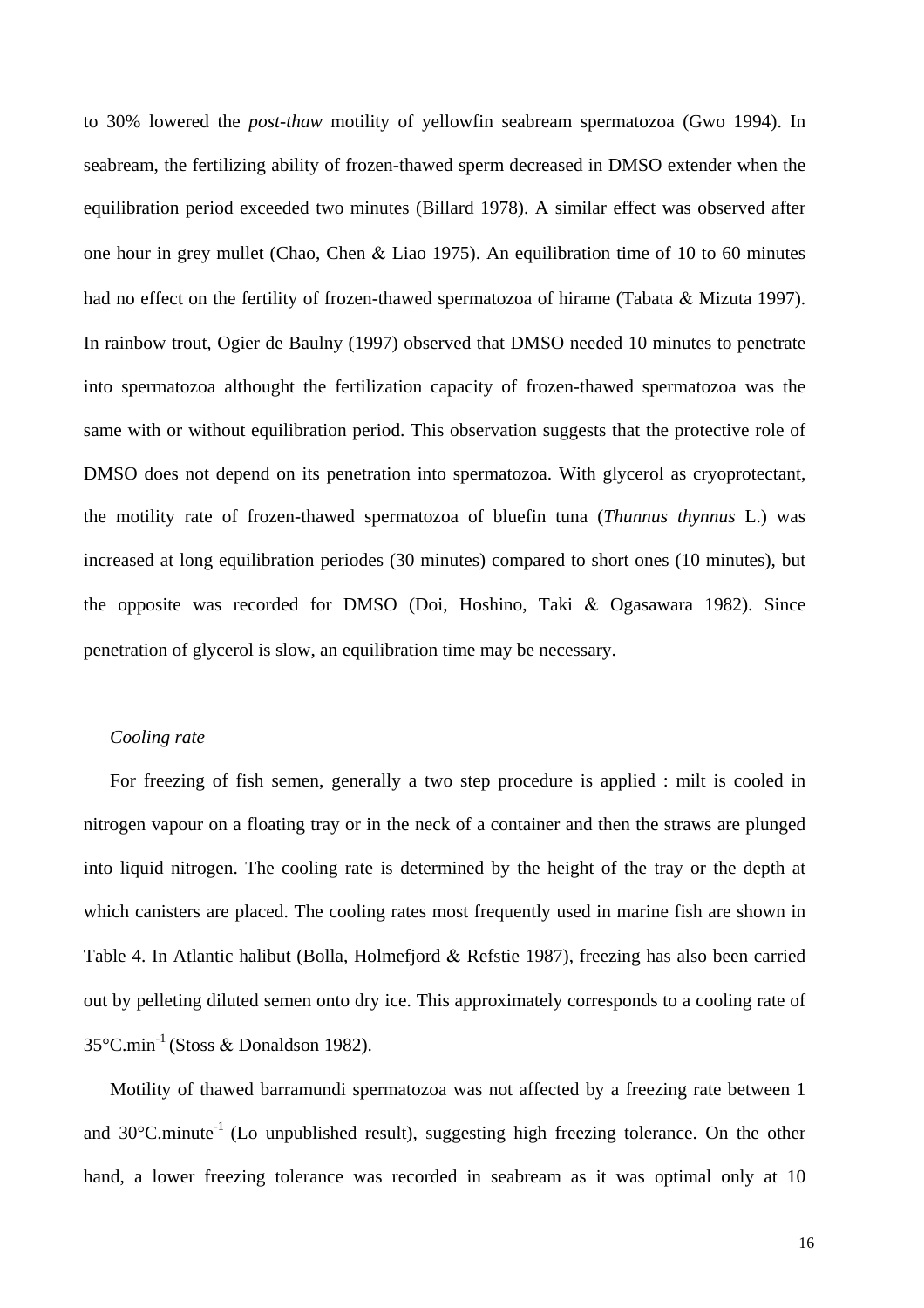to 30% lowered the *post-thaw* motility of yellowfin seabream spermatozoa (Gwo 1994). In seabream, the fertilizing ability of frozen-thawed sperm decreased in DMSO extender when the equilibration period exceeded two minutes (Billard 1978). A similar effect was observed after one hour in grey mullet (Chao, Chen & Liao 1975). An equilibration time of 10 to 60 minutes had no effect on the fertility of frozen-thawed spermatozoa of hirame (Tabata & Mizuta 1997). In rainbow trout, Ogier de Baulny (1997) observed that DMSO needed 10 minutes to penetrate into spermatozoa althought the fertilization capacity of frozen-thawed spermatozoa was the same with or without equilibration period. This observation suggests that the protective role of DMSO does not depend on its penetration into spermatozoa. With glycerol as cryoprotectant, the motility rate of frozen-thawed spermatozoa of bluefin tuna (*Thunnus thynnus* L.) was increased at long equilibration periodes (30 minutes) compared to short ones (10 minutes), but the opposite was recorded for DMSO (Doi, Hoshino, Taki & Ogasawara 1982). Since penetration of glycerol is slow, an equilibration time may be necessary.

*Cooling rate*

For freezing of fish semen, generally a two step procedure is applied : milt is cooled in nitrogen vapour on a floating tray or in the neck of a container and then the straws are plunged into liquid nitrogen. The cooling rate is determined by the height of the tray or the depth at which canisters are placed. The cooling rates most frequently used in marine fish are shown in Table 4. In Atlantic halibut (Bolla, Holmefjord & Refstie 1987), freezing has also been carried out by pelleting diluted semen onto dry ice. This approximately corresponds to a cooling rate of 35°C.min$^{-1}$ (Stoss & Donaldson 1982).

Motility of thawed barramundi spermatozoa was not affected by a freezing rate between 1 and 30°C.minute$^{-1}$ (Lo unpublished result), suggesting high freezing tolerance. On the other hand, a lower freezing tolerance was recorded in seabream as it was optimal only at 10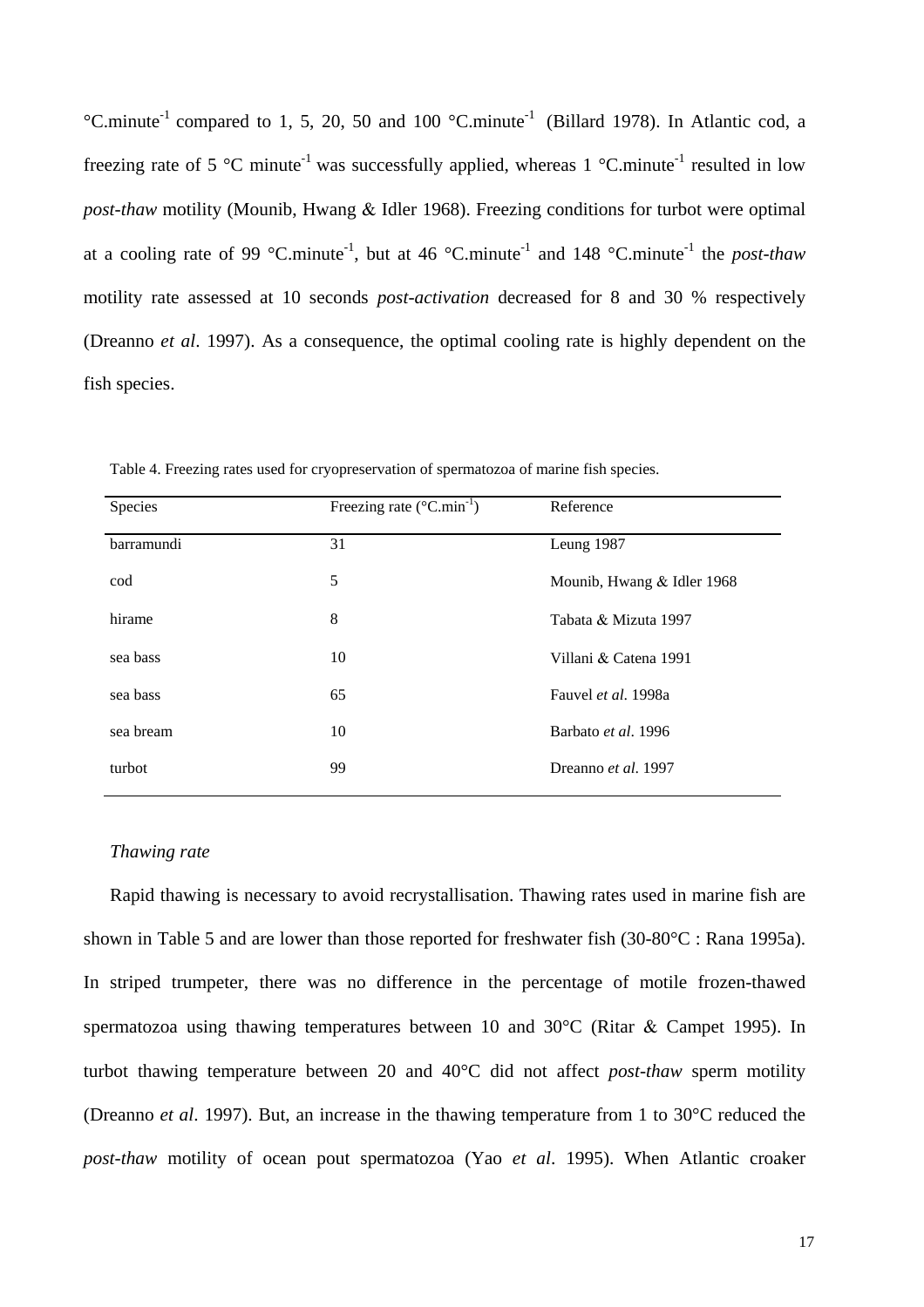°C.minute$^{-1}$ compared to 1, 5, 20, 50 and 100 °C.minute$^{-1}$ (Billard 1978). In Atlantic cod, a freezing rate of 5 °C minute$^{-1}$ was successfully applied, whereas 1 °C.minute$^{-1}$ resulted in low *post-thaw* motility (Mounib, Hwang & Idler 1968). Freezing conditions for turbot were optimal at a cooling rate of 99 °C.minute$^{-1}$, but at 46 °C.minute$^{-1}$ and 148 °C.minute$^{-1}$ the *post-thaw* motility rate assessed at 10 seconds *post-activation* decreased for 8 and 30 % respectively (Dreanno *et al*. 1997). As a consequence, the optimal cooling rate is highly dependent on the fish species.

Table 4. Freezing rates used for cryopreservation of spermatozoa of marine fish species.

| Species | Freezing rate (°C.min$^{-1}$) | Reference |
|---|---|---|
| barramundi | 31 | Leung 1987 |
| cod | 5 | Mounib, Hwang & Idler 1968 |
| hirame | 8 | Tabata & Mizuta 1997 |
| sea bass | 10 | Villani & Catena 1991 |
| sea bass | 65 | Fauvel *et al*. 1998a |
| sea bream | 10 | Barbato *et al*. 1996 |
| turbot | 99 | Dreanno *et al*. 1997 |

*Thawing rate*

Rapid thawing is necessary to avoid recrystallisation. Thawing rates used in marine fish are shown in Table 5 and are lower than those reported for freshwater fish (30-80°C : Rana 1995a). In striped trumpeter, there was no difference in the percentage of motile frozen-thawed spermatozoa using thawing temperatures between 10 and 30°C (Ritar & Campet 1995). In turbot thawing temperature between 20 and 40°C did not affect *post-thaw* sperm motility (Dreanno *et al*. 1997). But, an increase in the thawing temperature from 1 to 30°C reduced the *post-thaw* motility of ocean pout spermatozoa (Yao *et al*. 1995). When Atlantic croaker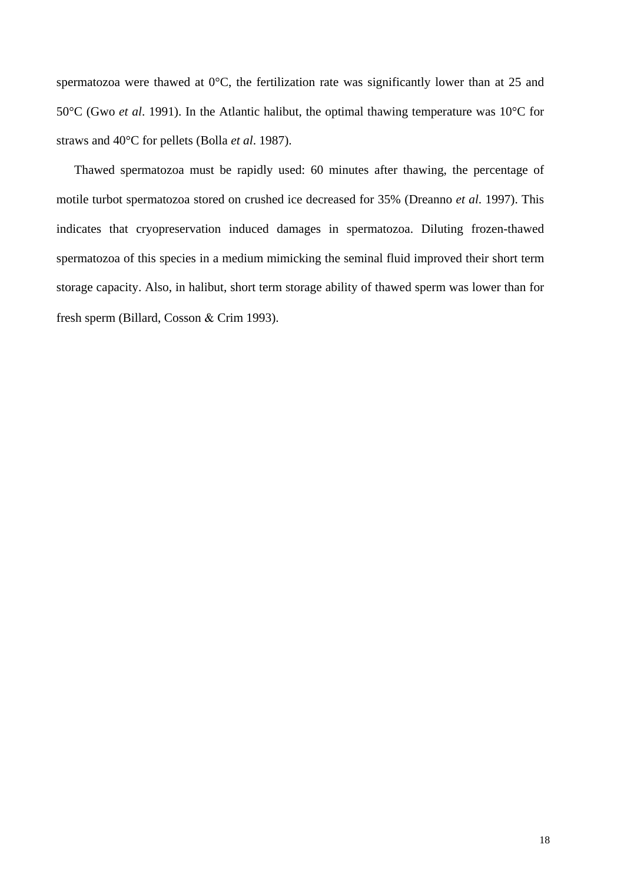spermatozoa were thawed at 0°C, the fertilization rate was significantly lower than at 25 and 50°C (Gwo *et al*. 1991). In the Atlantic halibut, the optimal thawing temperature was 10°C for straws and 40°C for pellets (Bolla *et al*. 1987).

Thawed spermatozoa must be rapidly used: 60 minutes after thawing, the percentage of motile turbot spermatozoa stored on crushed ice decreased for 35% (Dreanno *et al*. 1997). This indicates that cryopreservation induced damages in spermatozoa. Diluting frozen-thawed spermatozoa of this species in a medium mimicking the seminal fluid improved their short term storage capacity. Also, in halibut, short term storage ability of thawed sperm was lower than for fresh sperm (Billard, Cosson & Crim 1993).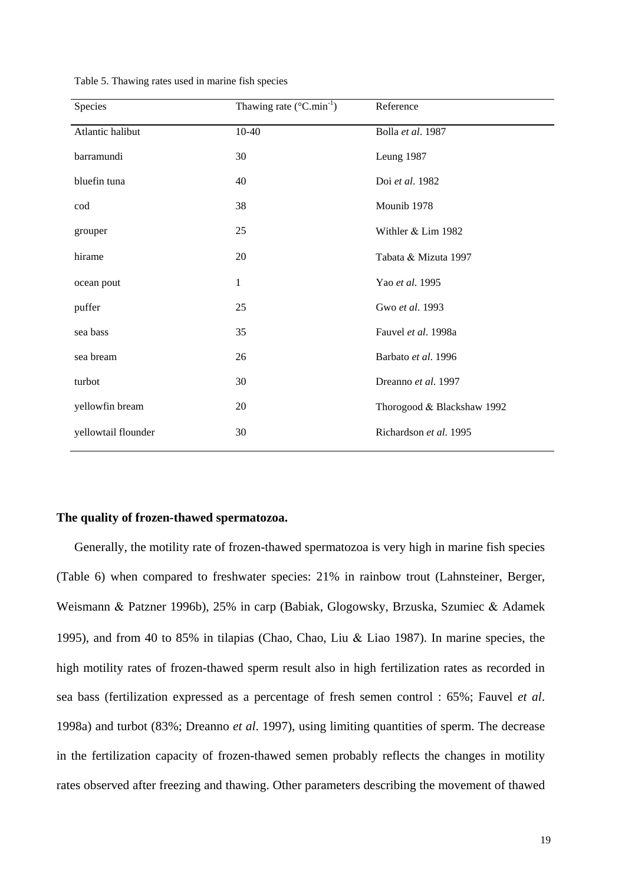Table 5. Thawing rates used in marine fish species

| Species | Thawing rate (°C.min$^{-1}$) | Reference |
|---|---|---|
| Atlantic halibut | 10-40 | Bolla *et al*. 1987 |
| barramundi | 30 | Leung 1987 |
| bluefin tuna | 40 | Doi *et al*. 1982 |
| cod | 38 | Mounib 1978 |
| grouper | 25 | Withler & Lim 1982 |
| hirame | 20 | Tabata & Mizuta 1997 |
| ocean pout | 1 | Yao *et al*. 1995 |
| puffer | 25 | Gwo *et al*. 1993 |
| sea bass | 35 | Fauvel *et al*. 1998a |
| sea bream | 26 | Barbato *et al*. 1996 |
| turbot | 30 | Dreanno *et al*. 1997 |
| yellowfin bream | 20 | Thorogood & Blackshaw 1992 |
| yellowtail flounder | 30 | Richardson *et al*. 1995 |

**The quality of frozen-thawed spermatozoa.**

Generally, the motility rate of frozen-thawed spermatozoa is very high in marine fish species (Table 6) when compared to freshwater species: 21% in rainbow trout (Lahnsteiner, Berger, Weismann & Patzner 1996b), 25% in carp (Babiak, Glogowsky, Brzuska, Szumiec & Adamek 1995), and from 40 to 85% in tilapias (Chao, Chao, Liu & Liao 1987). In marine species, the high motility rates of frozen-thawed sperm result also in high fertilization rates as recorded in sea bass (fertilization expressed as a percentage of fresh semen control : 65%; Fauvel *et al*. 1998a) and turbot (83%; Dreanno *et al*. 1997), using limiting quantities of sperm. The decrease in the fertilization capacity of frozen-thawed semen probably reflects the changes in motility rates observed after freezing and thawing. Other parameters describing the movement of thawed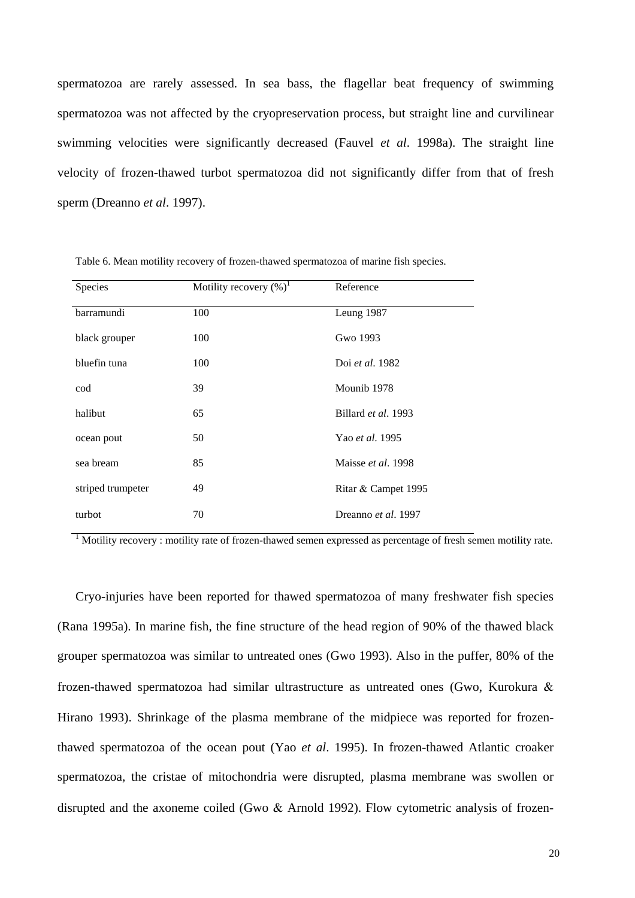spermatozoa are rarely assessed. In sea bass, the flagellar beat frequency of swimming spermatozoa was not affected by the cryopreservation process, but straight line and curvilinear swimming velocities were significantly decreased (Fauvel *et al*. 1998a). The straight line velocity of frozen-thawed turbot spermatozoa did not significantly differ from that of fresh sperm (Dreanno *et al*. 1997).

Table 6. Mean motility recovery of frozen-thawed spermatozoa of marine fish species.

| Species | Motility recovery (%)[1] | Reference |
|---|---|---|
| barramundi | 100 | Leung 1987 |
| black grouper | 100 | Gwo 1993 |
| bluefin tuna | 100 | Doi *et al.* 1982 |
| cod | 39 | Mounib 1978 |
| halibut | 65 | Billard *et al*. 1993 |
| ocean pout | 50 | Yao *et al.* 1995 |
| sea bream | 85 | Maisse *et al*. 1998 |
| striped trumpeter | 49 | Ritar & Campet 1995 |
| turbot | 70 | Dreanno *et al*. 1997 |

[1] Motility recovery : motility rate of frozen-thawed semen expressed as percentage of fresh semen motility rate.

Cryo-injuries have been reported for thawed spermatozoa of many freshwater fish species (Rana 1995a). In marine fish, the fine structure of the head region of 90% of the thawed black grouper spermatozoa was similar to untreated ones (Gwo 1993). Also in the puffer, 80% of the frozen-thawed spermatozoa had similar ultrastructure as untreated ones (Gwo, Kurokura & Hirano 1993). Shrinkage of the plasma membrane of the midpiece was reported for frozen-thawed spermatozoa of the ocean pout (Yao *et al*. 1995). In frozen-thawed Atlantic croaker spermatozoa, the cristae of mitochondria were disrupted, plasma membrane was swollen or disrupted and the axoneme coiled (Gwo & Arnold 1992). Flow cytometric analysis of frozen-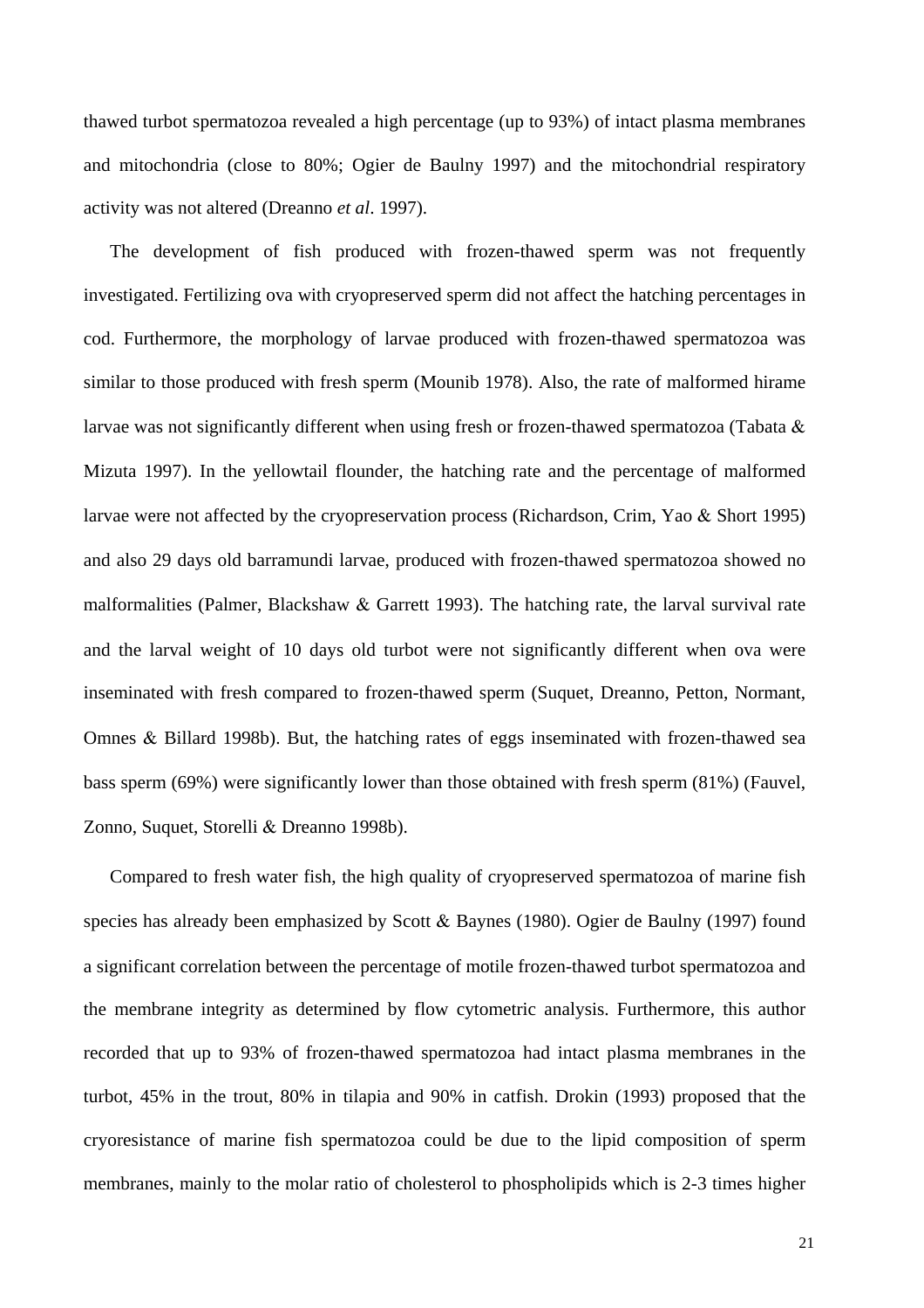thawed turbot spermatozoa revealed a high percentage (up to 93%) of intact plasma membranes and mitochondria (close to 80%; Ogier de Baulny 1997) and the mitochondrial respiratory activity was not altered (Dreanno *et al*. 1997).

The development of fish produced with frozen-thawed sperm was not frequently investigated. Fertilizing ova with cryopreserved sperm did not affect the hatching percentages in cod. Furthermore, the morphology of larvae produced with frozen-thawed spermatozoa was similar to those produced with fresh sperm (Mounib 1978). Also, the rate of malformed hirame larvae was not significantly different when using fresh or frozen-thawed spermatozoa (Tabata & Mizuta 1997). In the yellowtail flounder, the hatching rate and the percentage of malformed larvae were not affected by the cryopreservation process (Richardson, Crim, Yao & Short 1995) and also 29 days old barramundi larvae, produced with frozen-thawed spermatozoa showed no malformalities (Palmer, Blackshaw & Garrett 1993). The hatching rate, the larval survival rate and the larval weight of 10 days old turbot were not significantly different when ova were inseminated with fresh compared to frozen-thawed sperm (Suquet, Dreanno, Petton, Normant, Omnes & Billard 1998b). But, the hatching rates of eggs inseminated with frozen-thawed sea bass sperm (69%) were significantly lower than those obtained with fresh sperm (81%) (Fauvel, Zonno, Suquet, Storelli & Dreanno 1998b).

Compared to fresh water fish, the high quality of cryopreserved spermatozoa of marine fish species has already been emphasized by Scott & Baynes (1980). Ogier de Baulny (1997) found a significant correlation between the percentage of motile frozen-thawed turbot spermatozoa and the membrane integrity as determined by flow cytometric analysis. Furthermore, this author recorded that up to 93% of frozen-thawed spermatozoa had intact plasma membranes in the turbot, 45% in the trout, 80% in tilapia and 90% in catfish. Drokin (1993) proposed that the cryoresistance of marine fish spermatozoa could be due to the lipid composition of sperm membranes, mainly to the molar ratio of cholesterol to phospholipids which is 2-3 times higher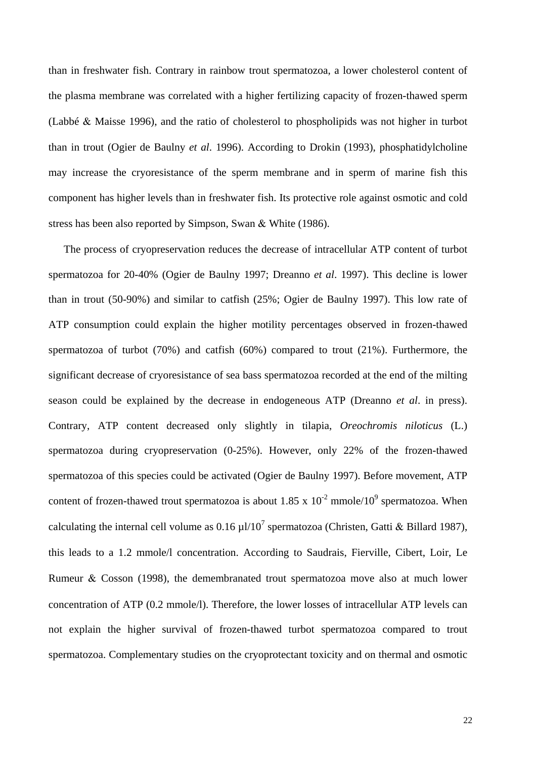than in freshwater fish. Contrary in rainbow trout spermatozoa, a lower cholesterol content of the plasma membrane was correlated with a higher fertilizing capacity of frozen-thawed sperm (Labbé & Maisse 1996), and the ratio of cholesterol to phospholipids was not higher in turbot than in trout (Ogier de Baulny *et al*. 1996). According to Drokin (1993), phosphatidylcholine may increase the cryoresistance of the sperm membrane and in sperm of marine fish this component has higher levels than in freshwater fish. Its protective role against osmotic and cold stress has been also reported by Simpson, Swan & White (1986).

The process of cryopreservation reduces the decrease of intracellular ATP content of turbot spermatozoa for 20-40% (Ogier de Baulny 1997; Dreanno *et al*. 1997). This decline is lower than in trout (50-90%) and similar to catfish (25%; Ogier de Baulny 1997). This low rate of ATP consumption could explain the higher motility percentages observed in frozen-thawed spermatozoa of turbot (70%) and catfish (60%) compared to trout (21%). Furthermore, the significant decrease of cryoresistance of sea bass spermatozoa recorded at the end of the milting season could be explained by the decrease in endogeneous ATP (Dreanno *et al*. in press). Contrary, ATP content decreased only slightly in tilapia, *Oreochromis niloticus* (L.) spermatozoa during cryopreservation (0-25%). However, only 22% of the frozen-thawed spermatozoa of this species could be activated (Ogier de Baulny 1997). Before movement, ATP content of frozen-thawed trout spermatozoa is about $1.85 \times 10^{-2}$ mmole/$10^9$ spermatozoa. When calculating the internal cell volume as 0.16 µl/$10^7$ spermatozoa (Christen, Gatti & Billard 1987), this leads to a 1.2 mmole/l concentration. According to Saudrais, Fierville, Cibert, Loir, Le Rumeur & Cosson (1998), the demembranated trout spermatozoa move also at much lower concentration of ATP (0.2 mmole/l). Therefore, the lower losses of intracellular ATP levels can not explain the higher survival of frozen-thawed turbot spermatozoa compared to trout spermatozoa. Complementary studies on the cryoprotectant toxicity and on thermal and osmotic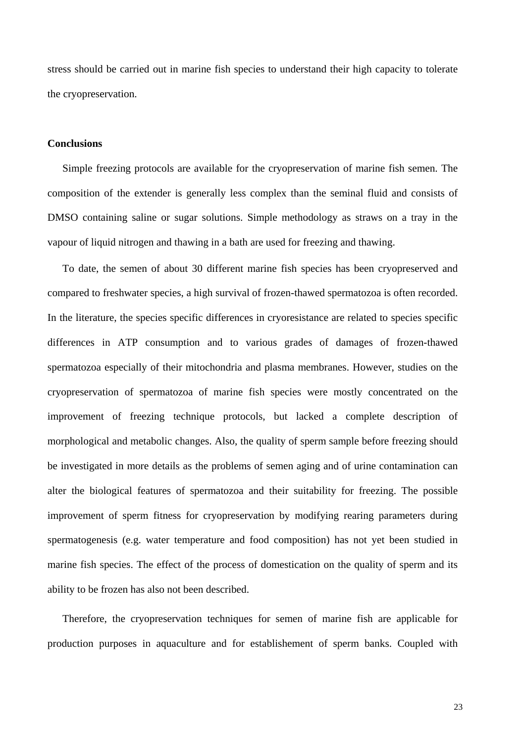stress should be carried out in marine fish species to understand their high capacity to tolerate the cryopreservation.

## Conclusions

Simple freezing protocols are available for the cryopreservation of marine fish semen. The composition of the extender is generally less complex than the seminal fluid and consists of DMSO containing saline or sugar solutions. Simple methodology as straws on a tray in the vapour of liquid nitrogen and thawing in a bath are used for freezing and thawing.

To date, the semen of about 30 different marine fish species has been cryopreserved and compared to freshwater species, a high survival of frozen-thawed spermatozoa is often recorded. In the literature, the species specific differences in cryoresistance are related to species specific differences in ATP consumption and to various grades of damages of frozen-thawed spermatozoa especially of their mitochondria and plasma membranes. However, studies on the cryopreservation of spermatozoa of marine fish species were mostly concentrated on the improvement of freezing technique protocols, but lacked a complete description of morphological and metabolic changes. Also, the quality of sperm sample before freezing should be investigated in more details as the problems of semen aging and of urine contamination can alter the biological features of spermatozoa and their suitability for freezing. The possible improvement of sperm fitness for cryopreservation by modifying rearing parameters during spermatogenesis (e.g. water temperature and food composition) has not yet been studied in marine fish species. The effect of the process of domestication on the quality of sperm and its ability to be frozen has also not been described.

Therefore, the cryopreservation techniques for semen of marine fish are applicable for production purposes in aquaculture and for establishement of sperm banks. Coupled with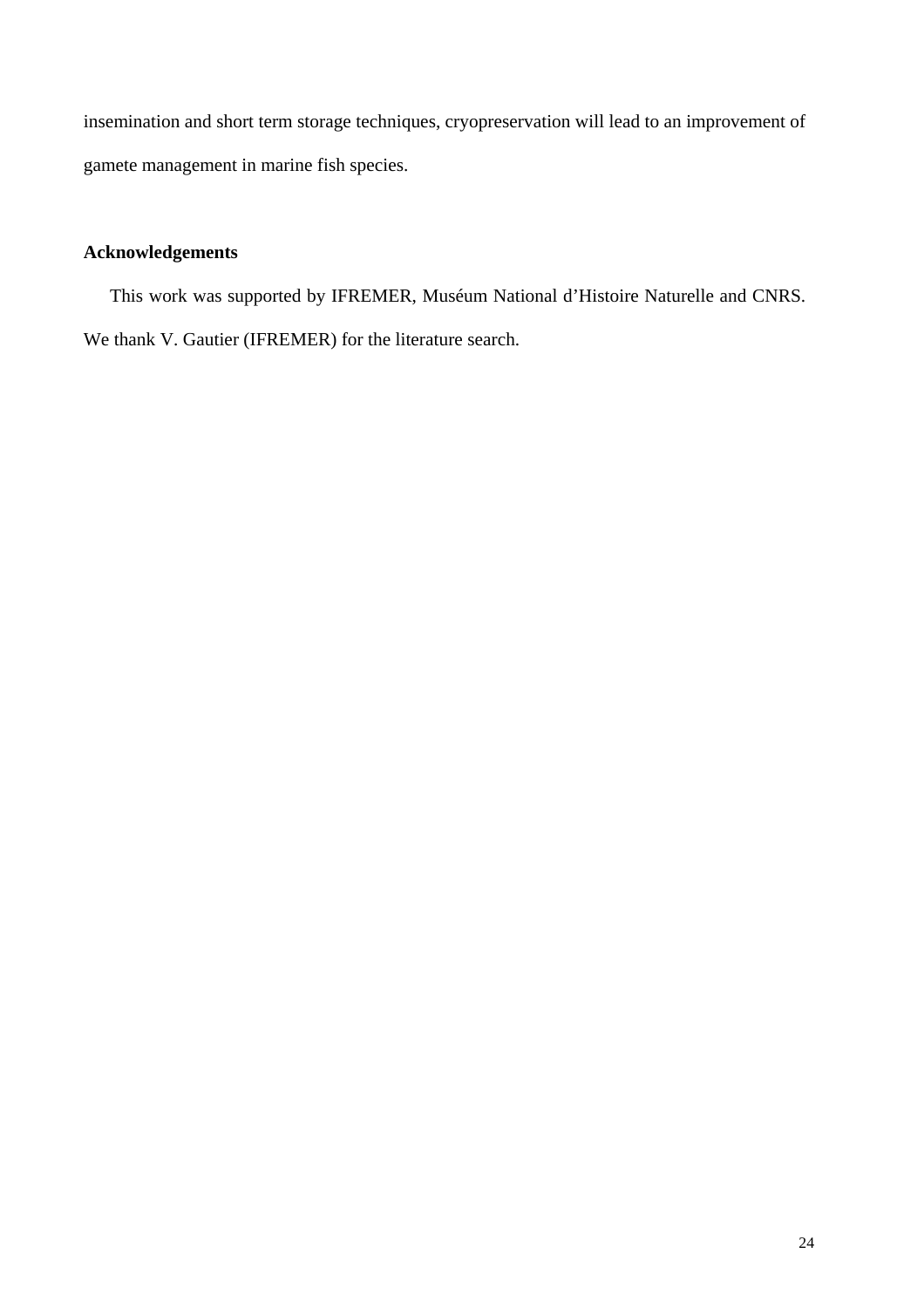insemination and short term storage techniques, cryopreservation will lead to an improvement of gamete management in marine fish species.

## Acknowledgements

This work was supported by IFREMER, Muséum National d'Histoire Naturelle and CNRS. We thank V. Gautier (IFREMER) for the literature search.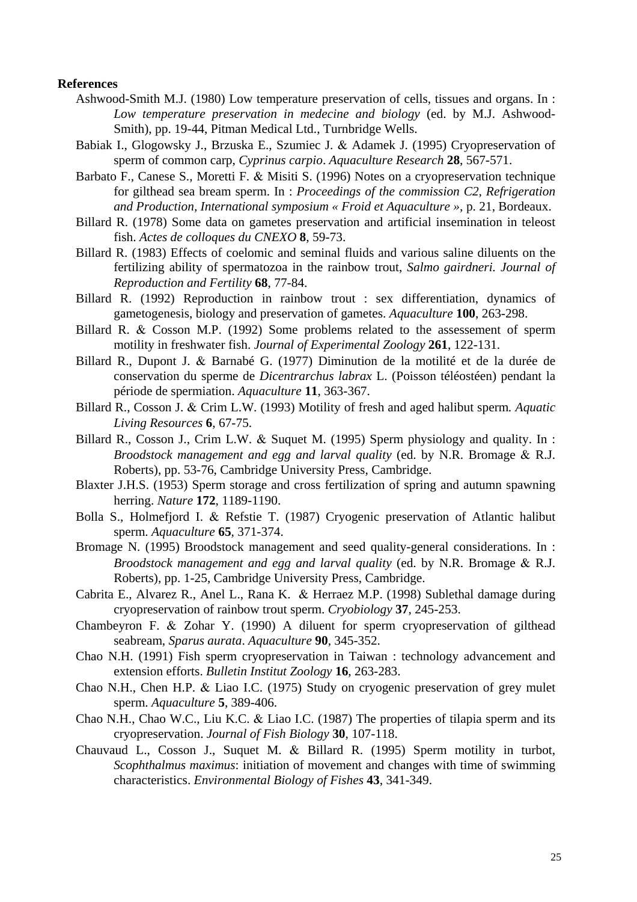**References**

Ashwood-Smith M.J. (1980) Low temperature preservation of cells, tissues and organs. In : *Low temperature preservation in medecine and biology* (ed. by M.J. Ashwood-Smith), pp. 19-44, Pitman Medical Ltd., Turnbridge Wells.

Babiak I., Glogowsky J., Brzuska E., Szumiec J. & Adamek J. (1995) Cryopreservation of sperm of common carp, *Cyprinus carpio*. *Aquaculture Research* **28**, 567-571.

Barbato F., Canese S., Moretti F. & Misiti S. (1996) Notes on a cryopreservation technique for gilthead sea bream sperm. In : *Proceedings of the commission C2, Refrigeration and Production, International symposium « Froid et Aquaculture »*, p. 21, Bordeaux.

Billard R. (1978) Some data on gametes preservation and artificial insemination in teleost fish. *Actes de colloques du CNEXO* **8**, 59-73.

Billard R. (1983) Effects of coelomic and seminal fluids and various saline diluents on the fertilizing ability of spermatozoa in the rainbow trout, *Salmo gairdneri*. *Journal of Reproduction and Fertility* **68**, 77-84.

Billard R. (1992) Reproduction in rainbow trout : sex differentiation, dynamics of gametogenesis, biology and preservation of gametes. *Aquaculture* **100**, 263-298.

Billard R. & Cosson M.P. (1992) Some problems related to the assessement of sperm motility in freshwater fish. *Journal of Experimental Zoology* **261**, 122-131.

Billard R., Dupont J. & Barnabé G. (1977) Diminution de la motilité et de la durée de conservation du sperme de *Dicentrarchus labrax* L. (Poisson téléostéen) pendant la période de spermiation. *Aquaculture* **11**, 363-367.

Billard R., Cosson J. & Crim L.W. (1993) Motility of fresh and aged halibut sperm. *Aquatic Living Resources* **6**, 67-75.

Billard R., Cosson J., Crim L.W. & Suquet M. (1995) Sperm physiology and quality. In : *Broodstock management and egg and larval quality* (ed. by N.R. Bromage & R.J. Roberts), pp. 53-76, Cambridge University Press, Cambridge.

Blaxter J.H.S. (1953) Sperm storage and cross fertilization of spring and autumn spawning herring. *Nature* **172**, 1189-1190.

Bolla S., Holmefjord I. & Refstie T. (1987) Cryogenic preservation of Atlantic halibut sperm. *Aquaculture* **65**, 371-374.

Bromage N. (1995) Broodstock management and seed quality-general considerations. In : *Broodstock management and egg and larval quality* (ed. by N.R. Bromage & R.J. Roberts), pp. 1-25, Cambridge University Press, Cambridge.

Cabrita E., Alvarez R., Anel L., Rana K. & Herraez M.P. (1998) Sublethal damage during cryopreservation of rainbow trout sperm. *Cryobiology* **37**, 245-253.

Chambeyron F. & Zohar Y. (1990) A diluent for sperm cryopreservation of gilthead seabream, *Sparus aurata*. *Aquaculture* **90**, 345-352.

Chao N.H. (1991) Fish sperm cryopreservation in Taiwan : technology advancement and extension efforts. *Bulletin Institut Zoology* **16**, 263-283.

Chao N.H., Chen H.P. & Liao I.C. (1975) Study on cryogenic preservation of grey mulet sperm. *Aquaculture* **5**, 389-406.

Chao N.H., Chao W.C., Liu K.C. & Liao I.C. (1987) The properties of tilapia sperm and its cryopreservation. *Journal of Fish Biology* **30**, 107-118.

Chauvaud L., Cosson J., Suquet M. & Billard R. (1995) Sperm motility in turbot, *Scophthalmus maximus*: initiation of movement and changes with time of swimming characteristics. *Environmental Biology of Fishes* **43**, 341-349.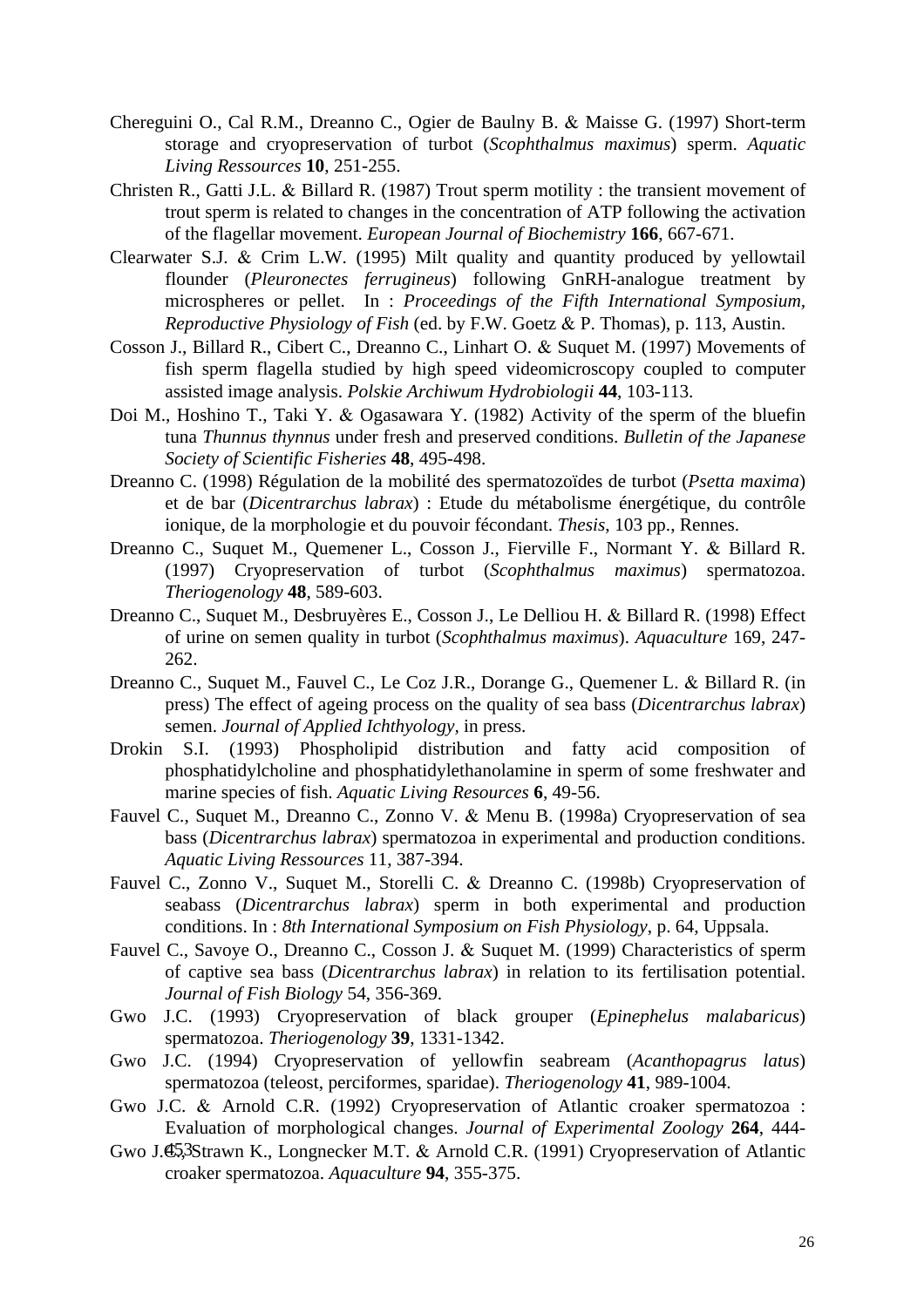Chereguini O., Cal R.M., Dreanno C., Ogier de Baulny B. & Maisse G. (1997) Short-term storage and cryopreservation of turbot (*Scophthalmus maximus*) sperm. *Aquatic Living Ressources* **10**, 251-255.

Christen R., Gatti J.L. & Billard R. (1987) Trout sperm motility : the transient movement of trout sperm is related to changes in the concentration of ATP following the activation of the flagellar movement. *European Journal of Biochemistry* **166**, 667-671.

Clearwater S.J. & Crim L.W. (1995) Milt quality and quantity produced by yellowtail flounder (*Pleuronectes ferrugineus*) following GnRH-analogue treatment by microspheres or pellet. In : *Proceedings of the Fifth International Symposium, Reproductive Physiology of Fish* (ed. by F.W. Goetz & P. Thomas), p. 113, Austin.

Cosson J., Billard R., Cibert C., Dreanno C., Linhart O. & Suquet M. (1997) Movements of fish sperm flagella studied by high speed videomicroscopy coupled to computer assisted image analysis. *Polskie Archiwum Hydrobiologii* **44**, 103-113.

Doi M., Hoshino T., Taki Y. & Ogasawara Y. (1982) Activity of the sperm of the bluefin tuna *Thunnus thynnus* under fresh and preserved conditions. *Bulletin of the Japanese Society of Scientific Fisheries* **48**, 495-498.

Dreanno C. (1998) Régulation de la mobilité des spermatozoïdes de turbot (*Psetta maxima*) et de bar (*Dicentrarchus labrax*) : Etude du métabolisme énergétique, du contrôle ionique, de la morphologie et du pouvoir fécondant. *Thesis*, 103 pp., Rennes.

Dreanno C., Suquet M., Quemener L., Cosson J., Fierville F., Normant Y. & Billard R. (1997) Cryopreservation of turbot (*Scophthalmus maximus*) spermatozoa. *Theriogenology* **48**, 589-603.

Dreanno C., Suquet M., Desbruyères E., Cosson J., Le Delliou H. & Billard R. (1998) Effect of urine on semen quality in turbot (*Scophthalmus maximus*). *Aquaculture* 169, 247-262.

Dreanno C., Suquet M., Fauvel C., Le Coz J.R., Dorange G., Quemener L. & Billard R. (in press) The effect of ageing process on the quality of sea bass (*Dicentrarchus labrax*) semen. *Journal of Applied Ichthyology*, in press.

Drokin S.I. (1993) Phospholipid distribution and fatty acid composition of phosphatidylcholine and phosphatidylethanolamine in sperm of some freshwater and marine species of fish. *Aquatic Living Resources* **6**, 49-56.

Fauvel C., Suquet M., Dreanno C., Zonno V. & Menu B. (1998a) Cryopreservation of sea bass (*Dicentrarchus labrax*) spermatozoa in experimental and production conditions. *Aquatic Living Ressources* 11, 387-394.

Fauvel C., Zonno V., Suquet M., Storelli C. & Dreanno C. (1998b) Cryopreservation of seabass (*Dicentrarchus labrax*) sperm in both experimental and production conditions. In : *8th International Symposium on Fish Physiology*, p. 64, Uppsala.

Fauvel C., Savoye O., Dreanno C., Cosson J. & Suquet M. (1999) Characteristics of sperm of captive sea bass (*Dicentrarchus labrax*) in relation to its fertilisation potential. *Journal of Fish Biology* 54, 356-369.

Gwo J.C. (1993) Cryopreservation of black grouper (*Epinephelus malabaricus*) spermatozoa. *Theriogenology* **39**, 1331-1342.

Gwo J.C. (1994) Cryopreservation of yellowfin seabream (*Acanthopagrus latus*) spermatozoa (teleost, perciformes, sparidae). *Theriogenology* **41**, 989-1004.

Gwo J.C. & Arnold C.R. (1992) Cryopreservation of Atlantic croaker spermatozoa : Evaluation of morphological changes. *Journal of Experimental Zoology* **264**, 444-453.

Gwo J.C., Strawn K., Longnecker M.T. & Arnold C.R. (1991) Cryopreservation of Atlantic croaker spermatozoa. *Aquaculture* **94**, 355-375.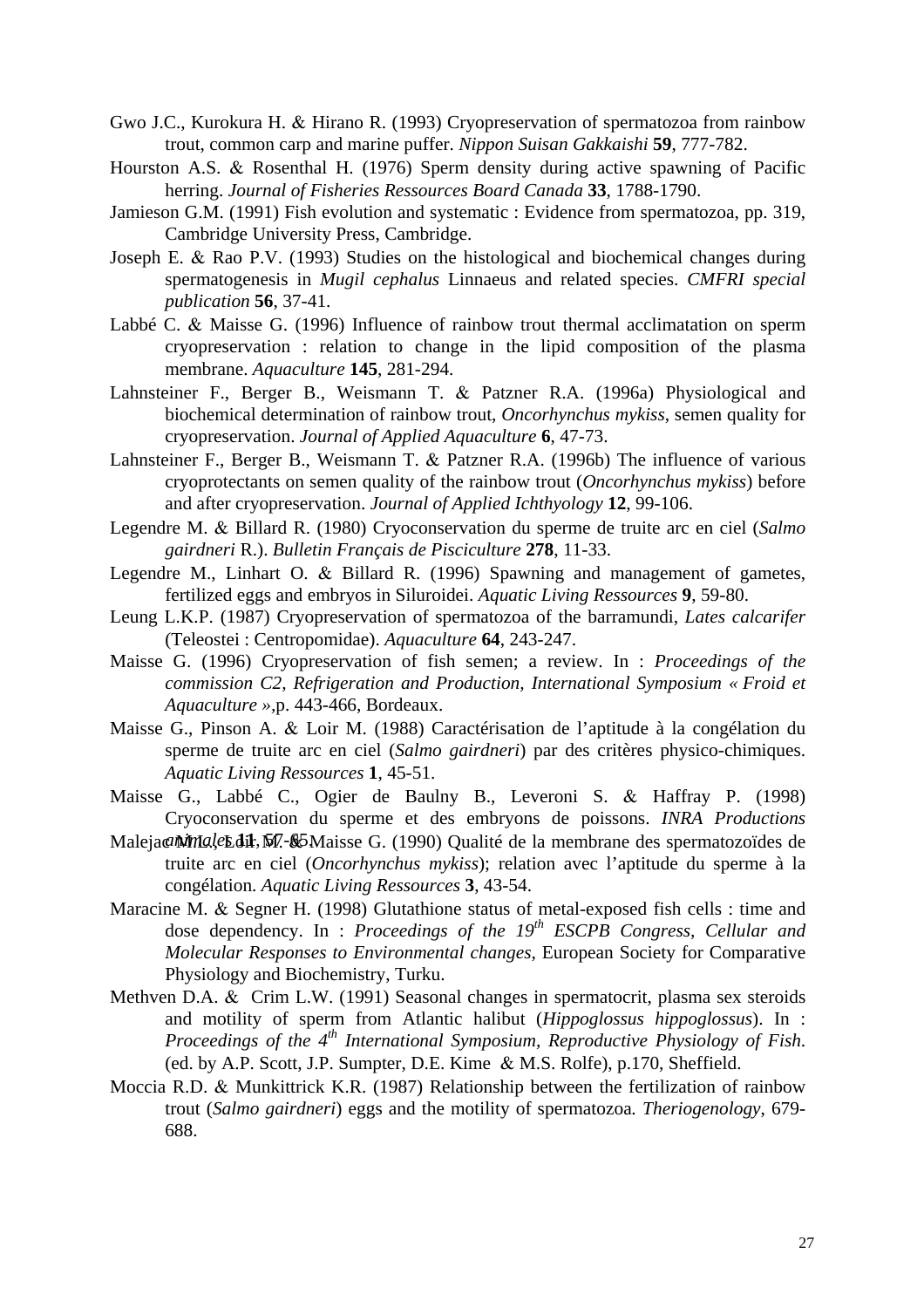Gwo J.C., Kurokura H. & Hirano R. (1993) Cryopreservation of spermatozoa from rainbow trout, common carp and marine puffer. *Nippon Suisan Gakkaishi* **59**, 777-782.

Hourston A.S. & Rosenthal H. (1976) Sperm density during active spawning of Pacific herring. *Journal of Fisheries Ressources Board Canada* **33**, 1788-1790.

Jamieson G.M. (1991) Fish evolution and systematic : Evidence from spermatozoa, pp. 319, Cambridge University Press, Cambridge.

Joseph E. & Rao P.V. (1993) Studies on the histological and biochemical changes during spermatogenesis in *Mugil cephalus* Linnaeus and related species. *CMFRI special publication* **56**, 37-41.

Labbé C. & Maisse G. (1996) Influence of rainbow trout thermal acclimatation on sperm cryopreservation : relation to change in the lipid composition of the plasma membrane. *Aquaculture* **145**, 281-294.

Lahnsteiner F., Berger B., Weismann T. & Patzner R.A. (1996a) Physiological and biochemical determination of rainbow trout, *Oncorhynchus mykiss*, semen quality for cryopreservation. *Journal of Applied Aquaculture* **6**, 47-73.

Lahnsteiner F., Berger B., Weismann T. & Patzner R.A. (1996b) The influence of various cryoprotectants on semen quality of the rainbow trout (*Oncorhynchus mykiss*) before and after cryopreservation. *Journal of Applied Ichthyology* **12**, 99-106.

Legendre M. & Billard R. (1980) Cryoconservation du sperme de truite arc en ciel (*Salmo gairdneri* R.). *Bulletin Français de Pisciculture* **278**, 11-33.

Legendre M., Linhart O. & Billard R. (1996) Spawning and management of gametes, fertilized eggs and embryos in Siluroidei. *Aquatic Living Ressources* **9**, 59-80.

Leung L.K.P. (1987) Cryopreservation of spermatozoa of the barramundi, *Lates calcarifer* (Teleostei : Centropomidae). *Aquaculture* **64**, 243-247.

Maisse G. (1996) Cryopreservation of fish semen; a review. In : *Proceedings of the commission C2, Refrigeration and Production, International Symposium « Froid et Aquaculture »*,p. 443-466, Bordeaux.

Maisse G., Pinson A. & Loir M. (1988) Caractérisation de l'aptitude à la congélation du sperme de truite arc en ciel (*Salmo gairdneri*) par des critères physico-chimiques. *Aquatic Living Ressources* **1**, 45-51.

Maisse G., Labbé C., Ogier de Baulny B., Leveroni S. & Haffray P. (1998) Cryoconservation du sperme et des embryons de poissons. *INRA Productions animales* **11**, 57-65.

Malejac M.L., Loir M. & Maisse G. (1990) Qualité de la membrane des spermatozoïdes de truite arc en ciel (*Oncorhynchus mykiss*); relation avec l'aptitude du sperme à la congélation. *Aquatic Living Ressources* **3**, 43-54.

Maracine M. & Segner H. (1998) Glutathione status of metal-exposed fish cells : time and dose dependency. In : *Proceedings of the 19th ESCPB Congress, Cellular and Molecular Responses to Environmental changes*, European Society for Comparative Physiology and Biochemistry, Turku.

Methven D.A. & Crim L.W. (1991) Seasonal changes in spermatocrit, plasma sex steroids and motility of sperm from Atlantic halibut (*Hippoglossus hippoglossus*). In : *Proceedings of the 4th International Symposium, Reproductive Physiology of Fish*. (ed. by A.P. Scott, J.P. Sumpter, D.E. Kime & M.S. Rolfe), p.170, Sheffield.

Moccia R.D. & Munkittrick K.R. (1987) Relationship between the fertilization of rainbow trout (*Salmo gairdneri*) eggs and the motility of spermatozoa. *Theriogenology*, 679-688.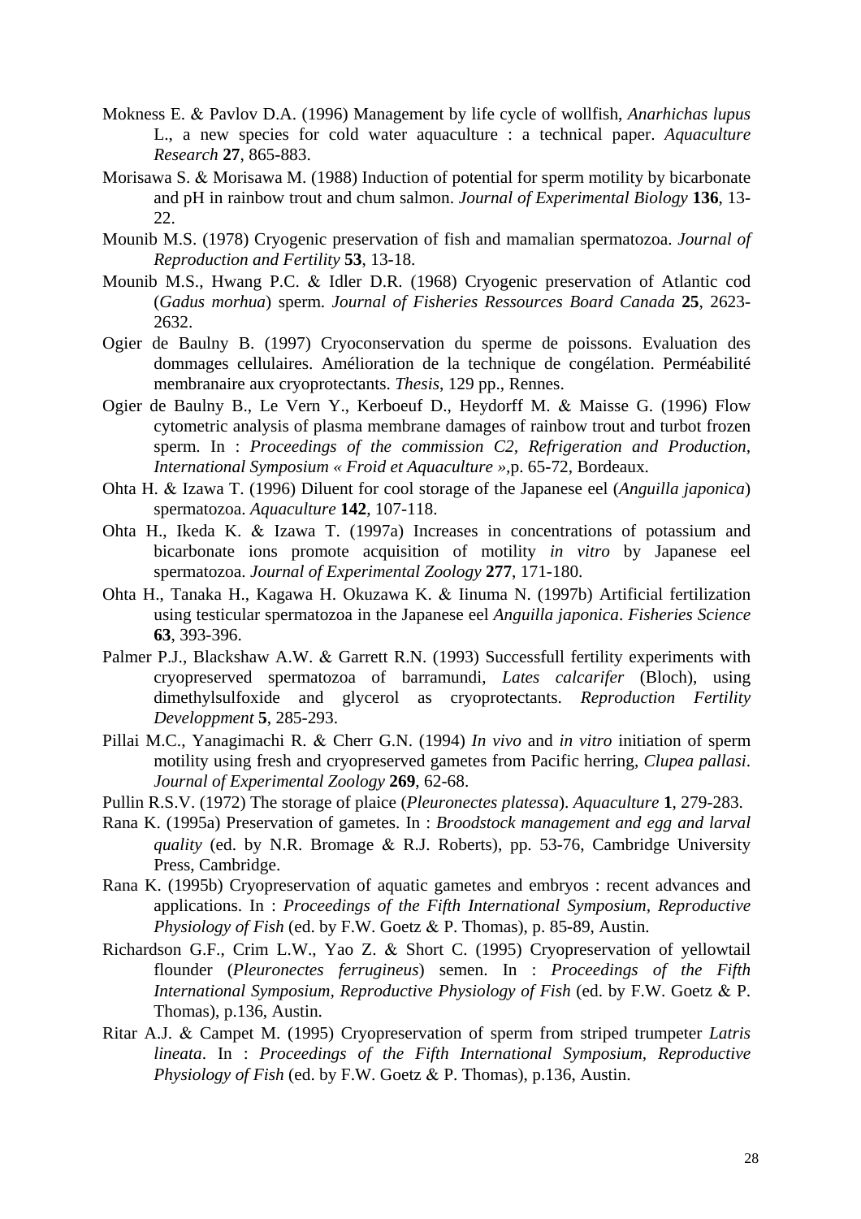Mokness E. & Pavlov D.A. (1996) Management by life cycle of wollfish, *Anarhichas lupus* L., a new species for cold water aquaculture : a technical paper. *Aquaculture Research* **27**, 865-883.

Morisawa S. & Morisawa M. (1988) Induction of potential for sperm motility by bicarbonate and pH in rainbow trout and chum salmon. *Journal of Experimental Biology* **136**, 13-22.

Mounib M.S. (1978) Cryogenic preservation of fish and mamalian spermatozoa. *Journal of Reproduction and Fertility* **53**, 13-18.

Mounib M.S., Hwang P.C. & Idler D.R. (1968) Cryogenic preservation of Atlantic cod (*Gadus morhua*) sperm. *Journal of Fisheries Ressources Board Canada* **25**, 2623-2632.

Ogier de Baulny B. (1997) Cryoconservation du sperme de poissons. Evaluation des dommages cellulaires. Amélioration de la technique de congélation. Perméabilité membranaire aux cryoprotectants. *Thesis*, 129 pp., Rennes.

Ogier de Baulny B., Le Vern Y., Kerboeuf D., Heydorff M. & Maisse G. (1996) Flow cytometric analysis of plasma membrane damages of rainbow trout and turbot frozen sperm. In : *Proceedings of the commission C2, Refrigeration and Production, International Symposium « Froid et Aquaculture »*,p. 65-72, Bordeaux.

Ohta H. & Izawa T. (1996) Diluent for cool storage of the Japanese eel (*Anguilla japonica*) spermatozoa. *Aquaculture* **142**, 107-118.

Ohta H., Ikeda K. & Izawa T. (1997a) Increases in concentrations of potassium and bicarbonate ions promote acquisition of motility *in vitro* by Japanese eel spermatozoa. *Journal of Experimental Zoology* **277**, 171-180.

Ohta H., Tanaka H., Kagawa H. Okuzawa K. & Iinuma N. (1997b) Artificial fertilization using testicular spermatozoa in the Japanese eel *Anguilla japonica*. *Fisheries Science* **63**, 393-396.

Palmer P.J., Blackshaw A.W. & Garrett R.N. (1993) Successfull fertility experiments with cryopreserved spermatozoa of barramundi, *Lates calcarifer* (Bloch), using dimethylsulfoxide and glycerol as cryoprotectants. *Reproduction Fertility Developpment* **5**, 285-293.

Pillai M.C., Yanagimachi R. & Cherr G.N. (1994) *In vivo* and *in vitro* initiation of sperm motility using fresh and cryopreserved gametes from Pacific herring, *Clupea pallasi*. *Journal of Experimental Zoology* **269**, 62-68.

Pullin R.S.V. (1972) The storage of plaice (*Pleuronectes platessa*). *Aquaculture* **1**, 279-283.

Rana K. (1995a) Preservation of gametes. In : *Broodstock management and egg and larval quality* (ed. by N.R. Bromage & R.J. Roberts), pp. 53-76, Cambridge University Press, Cambridge.

Rana K. (1995b) Cryopreservation of aquatic gametes and embryos : recent advances and applications. In : *Proceedings of the Fifth International Symposium, Reproductive Physiology of Fish* (ed. by F.W. Goetz & P. Thomas), p. 85-89, Austin.

Richardson G.F., Crim L.W., Yao Z. & Short C. (1995) Cryopreservation of yellowtail flounder (*Pleuronectes ferrugineus*) semen. In : *Proceedings of the Fifth International Symposium, Reproductive Physiology of Fish* (ed. by F.W. Goetz & P. Thomas), p.136, Austin.

Ritar A.J. & Campet M. (1995) Cryopreservation of sperm from striped trumpeter *Latris lineata*. In : *Proceedings of the Fifth International Symposium, Reproductive Physiology of Fish* (ed. by F.W. Goetz & P. Thomas), p.136, Austin.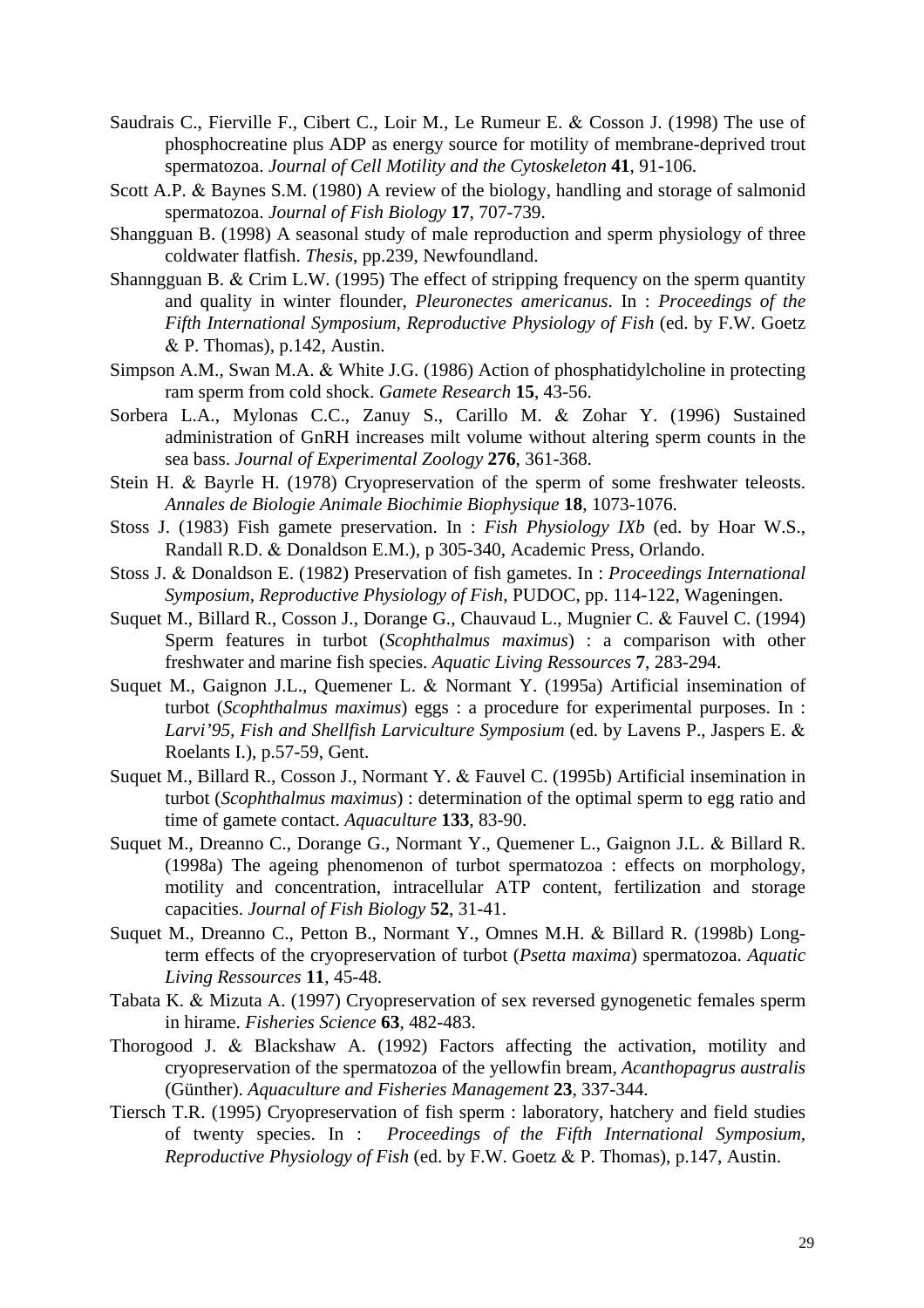Saudrais C., Fierville F., Cibert C., Loir M., Le Rumeur E. & Cosson J. (1998) The use of phosphocreatine plus ADP as energy source for motility of membrane-deprived trout spermatozoa. *Journal of Cell Motility and the Cytoskeleton* **41**, 91-106.

Scott A.P. & Baynes S.M. (1980) A review of the biology, handling and storage of salmonid spermatozoa. *Journal of Fish Biology* **17**, 707-739.

Shangguan B. (1998) A seasonal study of male reproduction and sperm physiology of three coldwater flatfish. *Thesis*, pp.239, Newfoundland.

Shanngguan B. & Crim L.W. (1995) The effect of stripping frequency on the sperm quantity and quality in winter flounder, *Pleuronectes americanus*. In : *Proceedings of the Fifth International Symposium, Reproductive Physiology of Fish* (ed. by F.W. Goetz & P. Thomas), p.142, Austin.

Simpson A.M., Swan M.A. & White J.G. (1986) Action of phosphatidylcholine in protecting ram sperm from cold shock. *Gamete Research* **15**, 43-56.

Sorbera L.A., Mylonas C.C., Zanuy S., Carillo M. & Zohar Y. (1996) Sustained administration of GnRH increases milt volume without altering sperm counts in the sea bass. *Journal of Experimental Zoology* **276**, 361-368.

Stein H. & Bayrle H. (1978) Cryopreservation of the sperm of some freshwater teleosts. *Annales de Biologie Animale Biochimie Biophysique* **18**, 1073-1076.

Stoss J. (1983) Fish gamete preservation. In : *Fish Physiology IXb* (ed. by Hoar W.S., Randall R.D. & Donaldson E.M.), p 305-340, Academic Press, Orlando.

Stoss J. & Donaldson E. (1982) Preservation of fish gametes. In : *Proceedings International Symposium, Reproductive Physiology of Fish*, PUDOC, pp. 114-122, Wageningen.

Suquet M., Billard R., Cosson J., Dorange G., Chauvaud L., Mugnier C. & Fauvel C. (1994) Sperm features in turbot (*Scophthalmus maximus*) : a comparison with other freshwater and marine fish species. *Aquatic Living Ressources* **7**, 283-294.

Suquet M., Gaignon J.L., Quemener L. & Normant Y. (1995a) Artificial insemination of turbot (*Scophthalmus maximus*) eggs : a procedure for experimental purposes. In : *Larvi'95, Fish and Shellfish Larviculture Symposium* (ed. by Lavens P., Jaspers E. & Roelants I.), p.57-59, Gent.

Suquet M., Billard R., Cosson J., Normant Y. & Fauvel C. (1995b) Artificial insemination in turbot (*Scophthalmus maximus*) : determination of the optimal sperm to egg ratio and time of gamete contact. *Aquaculture* **133**, 83-90.

Suquet M., Dreanno C., Dorange G., Normant Y., Quemener L., Gaignon J.L. & Billard R. (1998a) The ageing phenomenon of turbot spermatozoa : effects on morphology, motility and concentration, intracellular ATP content, fertilization and storage capacities. *Journal of Fish Biology* **52**, 31-41.

Suquet M., Dreanno C., Petton B., Normant Y., Omnes M.H. & Billard R. (1998b) Long-term effects of the cryopreservation of turbot (*Psetta maxima*) spermatozoa. *Aquatic Living Ressources* **11**, 45-48.

Tabata K. & Mizuta A. (1997) Cryopreservation of sex reversed gynogenetic females sperm in hirame. *Fisheries Science* **63**, 482-483.

Thorogood J. & Blackshaw A. (1992) Factors affecting the activation, motility and cryopreservation of the spermatozoa of the yellowfin bream, *Acanthopagrus australis* (Günther). *Aquaculture and Fisheries Management* **23**, 337-344.

Tiersch T.R. (1995) Cryopreservation of fish sperm : laboratory, hatchery and field studies of twenty species. In : *Proceedings of the Fifth International Symposium, Reproductive Physiology of Fish* (ed. by F.W. Goetz & P. Thomas), p.147, Austin.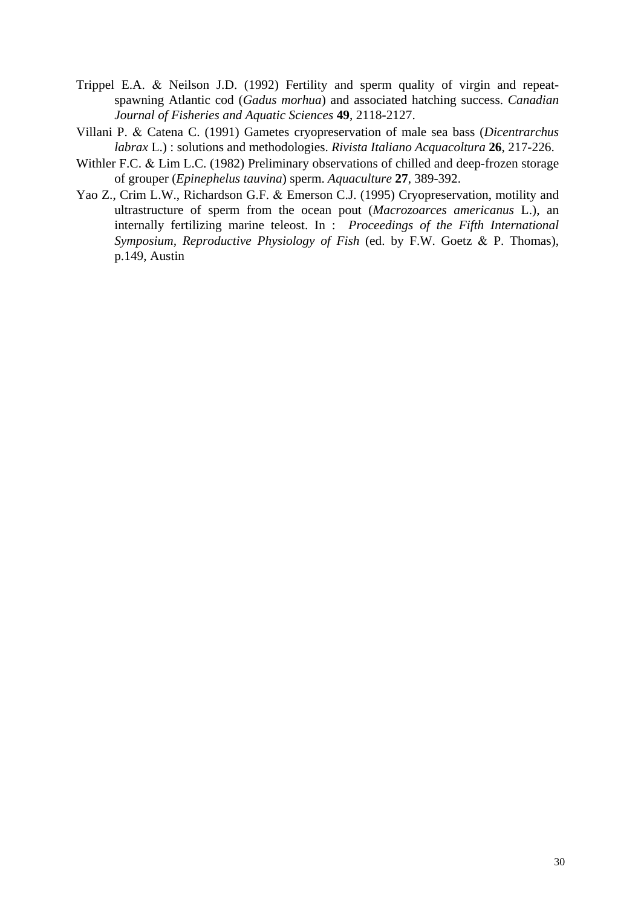Trippel E.A. & Neilson J.D. (1992) Fertility and sperm quality of virgin and repeat-spawning Atlantic cod (*Gadus morhua*) and associated hatching success. *Canadian Journal of Fisheries and Aquatic Sciences* **49**, 2118-2127.

Villani P. & Catena C. (1991) Gametes cryopreservation of male sea bass (*Dicentrarchus labrax* L.) : solutions and methodologies. *Rivista Italiano Acquacoltura* **26**, 217-226.

Withler F.C. & Lim L.C. (1982) Preliminary observations of chilled and deep-frozen storage of grouper (*Epinephelus tauvina*) sperm. *Aquaculture* **27**, 389-392.

Yao Z., Crim L.W., Richardson G.F. & Emerson C.J. (1995) Cryopreservation, motility and ultrastructure of sperm from the ocean pout (*Macrozoarces americanus* L.), an internally fertilizing marine teleost. In : *Proceedings of the Fifth International Symposium, Reproductive Physiology of Fish* (ed. by F.W. Goetz & P. Thomas), p.149, Austin